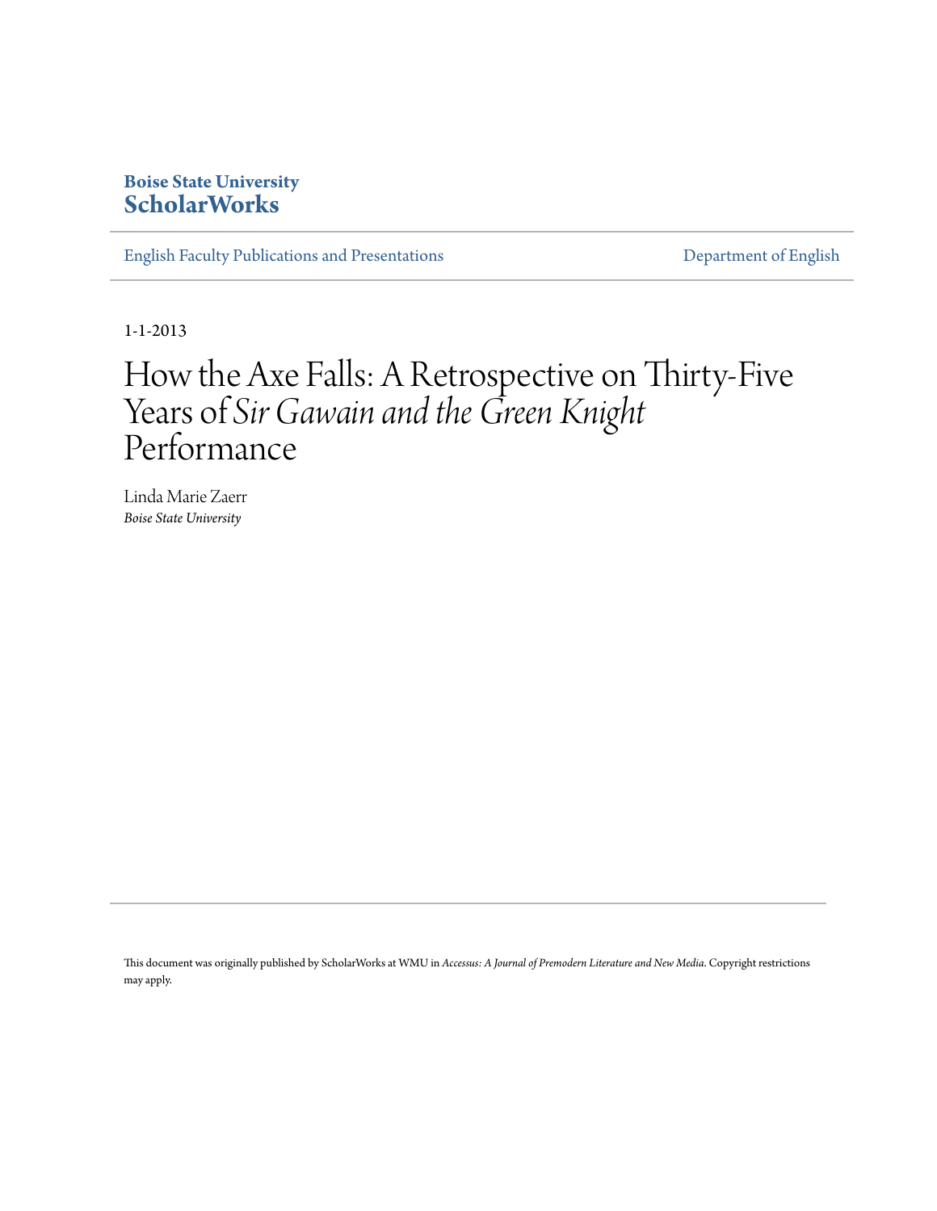Boise State University
**ScholarWorks**

English Faculty Publications and Presentations

Department of English

1-1-2013

# How the Axe Falls: A Retrospective on Thirty-Five Years of *Sir Gawain and the Green Knight* Performance

Linda Marie Zaerr
*Boise State University*

This document was originally published by ScholarWorks at WMU in *Accessus: A Journal of Premodern Literature and New Media*. Copyright restrictions may apply.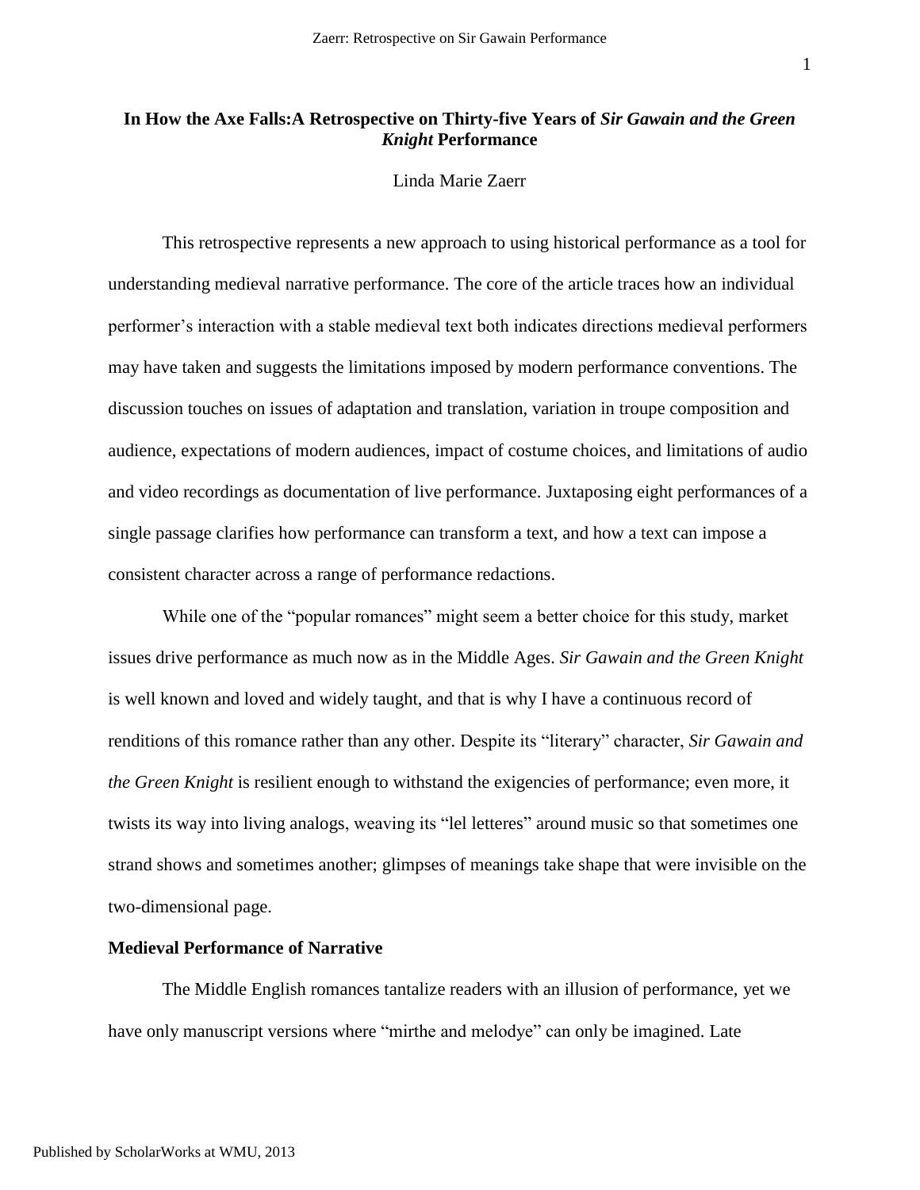# In How the Axe Falls:A Retrospective on Thirty-five Years of *Sir Gawain and the Green Knight* Performance

Linda Marie Zaerr

This retrospective represents a new approach to using historical performance as a tool for understanding medieval narrative performance. The core of the article traces how an individual performer's interaction with a stable medieval text both indicates directions medieval performers may have taken and suggests the limitations imposed by modern performance conventions. The discussion touches on issues of adaptation and translation, variation in troupe composition and audience, expectations of modern audiences, impact of costume choices, and limitations of audio and video recordings as documentation of live performance. Juxtaposing eight performances of a single passage clarifies how performance can transform a text, and how a text can impose a consistent character across a range of performance redactions.

While one of the "popular romances" might seem a better choice for this study, market issues drive performance as much now as in the Middle Ages. *Sir Gawain and the Green Knight* is well known and loved and widely taught, and that is why I have a continuous record of renditions of this romance rather than any other. Despite its "literary" character, *Sir Gawain and the Green Knight* is resilient enough to withstand the exigencies of performance; even more, it twists its way into living analogs, weaving its "lel letteres" around music so that sometimes one strand shows and sometimes another; glimpses of meanings take shape that were invisible on the two-dimensional page.

## Medieval Performance of Narrative

The Middle English romances tantalize readers with an illusion of performance, yet we have only manuscript versions where "mirthe and melodye" can only be imagined. Late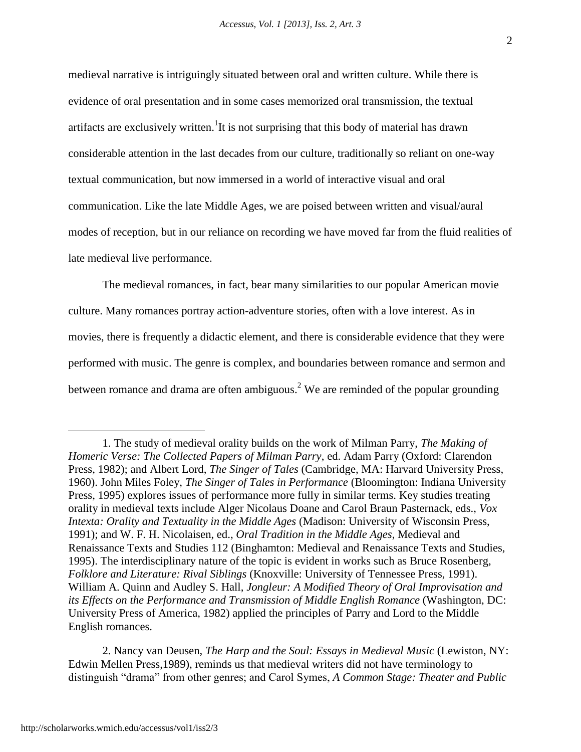medieval narrative is intriguingly situated between oral and written culture. While there is evidence of oral presentation and in some cases memorized oral transmission, the textual artifacts are exclusively written.[1]It is not surprising that this body of material has drawn considerable attention in the last decades from our culture, traditionally so reliant on one-way textual communication, but now immersed in a world of interactive visual and oral communication. Like the late Middle Ages, we are poised between written and visual/aural modes of reception, but in our reliance on recording we have moved far from the fluid realities of late medieval live performance.

The medieval romances, in fact, bear many similarities to our popular American movie culture. Many romances portray action-adventure stories, often with a love interest. As in movies, there is frequently a didactic element, and there is considerable evidence that they were performed with music. The genre is complex, and boundaries between romance and sermon and between romance and drama are often ambiguous.[2] We are reminded of the popular grounding

---

1. The study of medieval orality builds on the work of Milman Parry, *The Making of Homeric Verse: The Collected Papers of Milman Parry*, ed. Adam Parry (Oxford: Clarendon Press, 1982); and Albert Lord, *The Singer of Tales* (Cambridge, MA: Harvard University Press, 1960). John Miles Foley, *The Singer of Tales in Performance* (Bloomington: Indiana University Press, 1995) explores issues of performance more fully in similar terms. Key studies treating orality in medieval texts include Alger Nicolaus Doane and Carol Braun Pasternack, eds., *Vox Intexta: Orality and Textuality in the Middle Ages* (Madison: University of Wisconsin Press, 1991); and W. F. H. Nicolaisen, ed., *Oral Tradition in the Middle Ages*, Medieval and Renaissance Texts and Studies 112 (Binghamton: Medieval and Renaissance Texts and Studies, 1995). The interdisciplinary nature of the topic is evident in works such as Bruce Rosenberg, *Folklore and Literature: Rival Siblings* (Knoxville: University of Tennessee Press, 1991). William A. Quinn and Audley S. Hall, *Jongleur: A Modified Theory of Oral Improvisation and its Effects on the Performance and Transmission of Middle English Romance* (Washington, DC: University Press of America, 1982) applied the principles of Parry and Lord to the Middle English romances.

2. Nancy van Deusen, *The Harp and the Soul: Essays in Medieval Music* (Lewiston, NY: Edwin Mellen Press,1989), reminds us that medieval writers did not have terminology to distinguish "drama" from other genres; and Carol Symes, *A Common Stage: Theater and Public*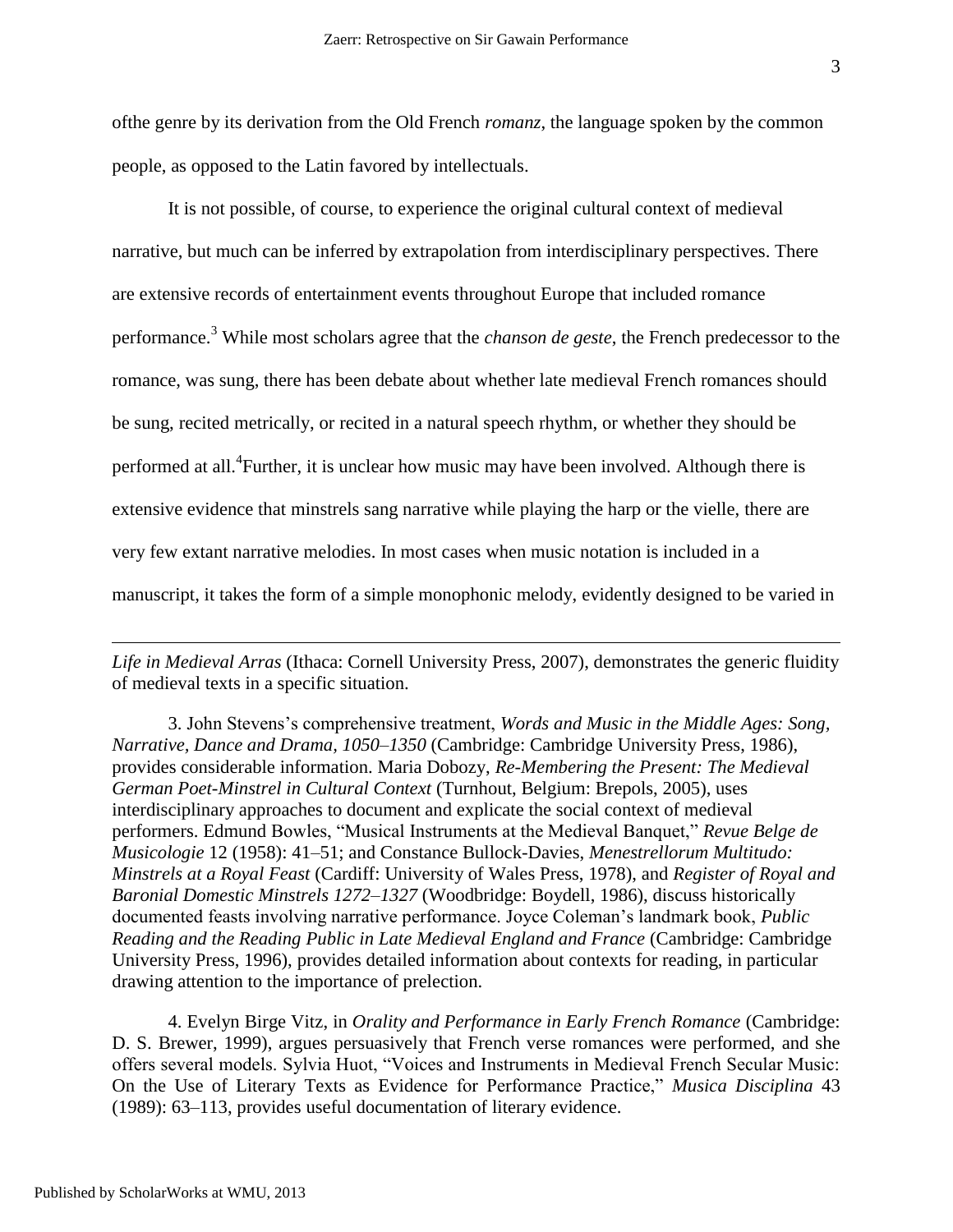ofthe genre by its derivation from the Old French *romanz*, the language spoken by the common people, as opposed to the Latin favored by intellectuals.

It is not possible, of course, to experience the original cultural context of medieval narrative, but much can be inferred by extrapolation from interdisciplinary perspectives. There are extensive records of entertainment events throughout Europe that included romance performance.[3] While most scholars agree that the *chanson de geste*, the French predecessor to the romance, was sung, there has been debate about whether late medieval French romances should be sung, recited metrically, or recited in a natural speech rhythm, or whether they should be performed at all.[4]Further, it is unclear how music may have been involved. Although there is extensive evidence that minstrels sang narrative while playing the harp or the vielle, there are very few extant narrative melodies. In most cases when music notation is included in a manuscript, it takes the form of a simple monophonic melody, evidently designed to be varied in

---

*Life in Medieval Arras* (Ithaca: Cornell University Press, 2007), demonstrates the generic fluidity of medieval texts in a specific situation.

3. John Stevens's comprehensive treatment, *Words and Music in the Middle Ages: Song, Narrative, Dance and Drama, 1050–1350* (Cambridge: Cambridge University Press, 1986), provides considerable information. Maria Dobozy, *Re-Membering the Present: The Medieval German Poet-Minstrel in Cultural Context* (Turnhout, Belgium: Brepols, 2005), uses interdisciplinary approaches to document and explicate the social context of medieval performers. Edmund Bowles, "Musical Instruments at the Medieval Banquet," *Revue Belge de Musicologie* 12 (1958): 41–51; and Constance Bullock-Davies, *Menestrellorum Multitudo: Minstrels at a Royal Feast* (Cardiff: University of Wales Press, 1978), and *Register of Royal and Baronial Domestic Minstrels 1272–1327* (Woodbridge: Boydell, 1986), discuss historically documented feasts involving narrative performance. Joyce Coleman's landmark book, *Public Reading and the Reading Public in Late Medieval England and France* (Cambridge: Cambridge University Press, 1996), provides detailed information about contexts for reading, in particular drawing attention to the importance of prelection.

4. Evelyn Birge Vitz, in *Orality and Performance in Early French Romance* (Cambridge: D. S. Brewer, 1999), argues persuasively that French verse romances were performed, and she offers several models. Sylvia Huot, "Voices and Instruments in Medieval French Secular Music: On the Use of Literary Texts as Evidence for Performance Practice," *Musica Disciplina* 43 (1989): 63–113, provides useful documentation of literary evidence.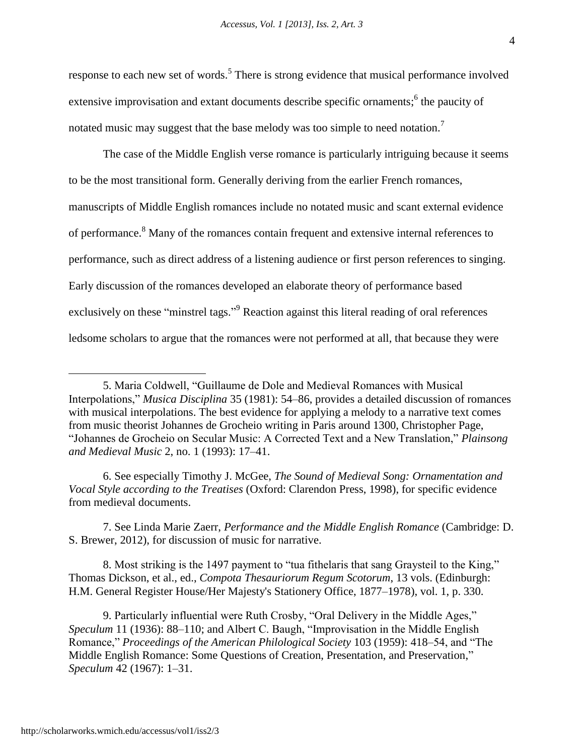response to each new set of words.[5] There is strong evidence that musical performance involved extensive improvisation and extant documents describe specific ornaments;[6] the paucity of notated music may suggest that the base melody was too simple to need notation.[7]

The case of the Middle English verse romance is particularly intriguing because it seems to be the most transitional form. Generally deriving from the earlier French romances, manuscripts of Middle English romances include no notated music and scant external evidence of performance.[8] Many of the romances contain frequent and extensive internal references to performance, such as direct address of a listening audience or first person references to singing. Early discussion of the romances developed an elaborate theory of performance based exclusively on these "minstrel tags."[9] Reaction against this literal reading of oral references ledsome scholars to argue that the romances were not performed at all, that because they were

---

5. Maria Coldwell, "Guillaume de Dole and Medieval Romances with Musical Interpolations," *Musica Disciplina* 35 (1981): 54–86, provides a detailed discussion of romances with musical interpolations. The best evidence for applying a melody to a narrative text comes from music theorist Johannes de Grocheio writing in Paris around 1300, Christopher Page, "Johannes de Grocheio on Secular Music: A Corrected Text and a New Translation," *Plainsong and Medieval Music* 2, no. 1 (1993): 17–41.

6. See especially Timothy J. McGee, *The Sound of Medieval Song: Ornamentation and Vocal Style according to the Treatises* (Oxford: Clarendon Press, 1998), for specific evidence from medieval documents.

7. See Linda Marie Zaerr, *Performance and the Middle English Romance* (Cambridge: D. S. Brewer, 2012), for discussion of music for narrative.

8. Most striking is the 1497 payment to "tua fithelaris that sang Graysteil to the King," Thomas Dickson, et al., ed., *Compota Thesauriorum Regum Scotorum*, 13 vols. (Edinburgh: H.M. General Register House/Her Majesty's Stationery Office, 1877–1978), vol. 1, p. 330.

9. Particularly influential were Ruth Crosby, "Oral Delivery in the Middle Ages," *Speculum* 11 (1936): 88–110; and Albert C. Baugh, "Improvisation in the Middle English Romance," *Proceedings of the American Philological Society* 103 (1959): 418–54, and "The Middle English Romance: Some Questions of Creation, Presentation, and Preservation," *Speculum* 42 (1967): 1–31.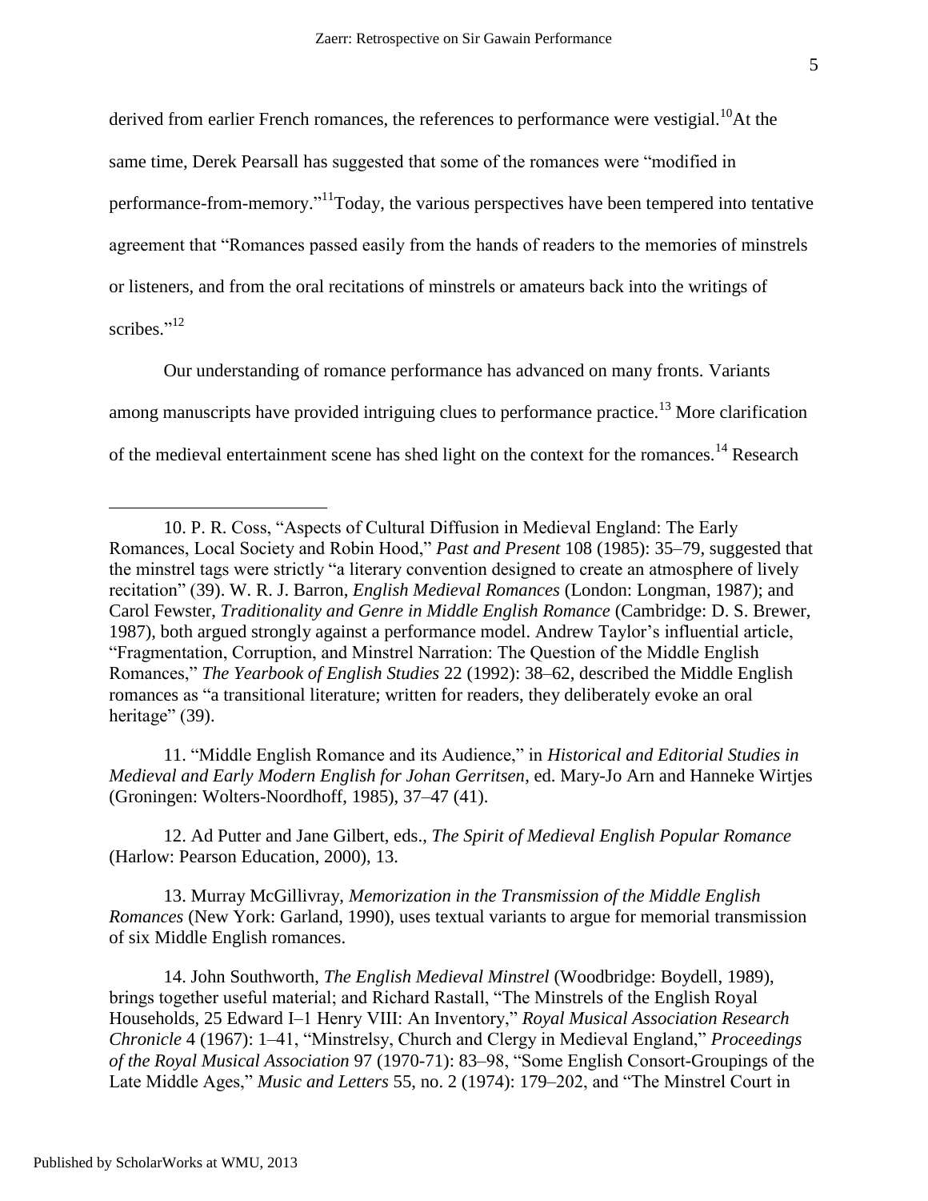derived from earlier French romances, the references to performance were vestigial.[10] At the same time, Derek Pearsall has suggested that some of the romances were "modified in performance-from-memory."[11] Today, the various perspectives have been tempered into tentative agreement that "Romances passed easily from the hands of readers to the memories of minstrels or listeners, and from the oral recitations of minstrels or amateurs back into the writings of scribes."[12]

Our understanding of romance performance has advanced on many fronts. Variants among manuscripts have provided intriguing clues to performance practice.[13] More clarification of the medieval entertainment scene has shed light on the context for the romances.[14] Research

---

10. P. R. Coss, "Aspects of Cultural Diffusion in Medieval England: The Early Romances, Local Society and Robin Hood," *Past and Present* 108 (1985): 35–79, suggested that the minstrel tags were strictly "a literary convention designed to create an atmosphere of lively recitation" (39). W. R. J. Barron, *English Medieval Romances* (London: Longman, 1987); and Carol Fewster, *Traditionality and Genre in Middle English Romance* (Cambridge: D. S. Brewer, 1987), both argued strongly against a performance model. Andrew Taylor's influential article, "Fragmentation, Corruption, and Minstrel Narration: The Question of the Middle English Romances," *The Yearbook of English Studies* 22 (1992): 38–62, described the Middle English romances as "a transitional literature; written for readers, they deliberately evoke an oral heritage" (39).

11. "Middle English Romance and its Audience," in *Historical and Editorial Studies in Medieval and Early Modern English for Johan Gerritsen*, ed. Mary-Jo Arn and Hanneke Wirtjes (Groningen: Wolters-Noordhoff, 1985), 37–47 (41).

12. Ad Putter and Jane Gilbert, eds., *The Spirit of Medieval English Popular Romance* (Harlow: Pearson Education, 2000), 13.

13. Murray McGillivray, *Memorization in the Transmission of the Middle English Romances* (New York: Garland, 1990), uses textual variants to argue for memorial transmission of six Middle English romances.

14. John Southworth, *The English Medieval Minstrel* (Woodbridge: Boydell, 1989), brings together useful material; and Richard Rastall, "The Minstrels of the English Royal Households, 25 Edward I–1 Henry VIII: An Inventory," *Royal Musical Association Research Chronicle* 4 (1967): 1–41, "Minstrelsy, Church and Clergy in Medieval England," *Proceedings of the Royal Musical Association* 97 (1970-71): 83–98, "Some English Consort-Groupings of the Late Middle Ages," *Music and Letters* 55, no. 2 (1974): 179–202, and "The Minstrel Court in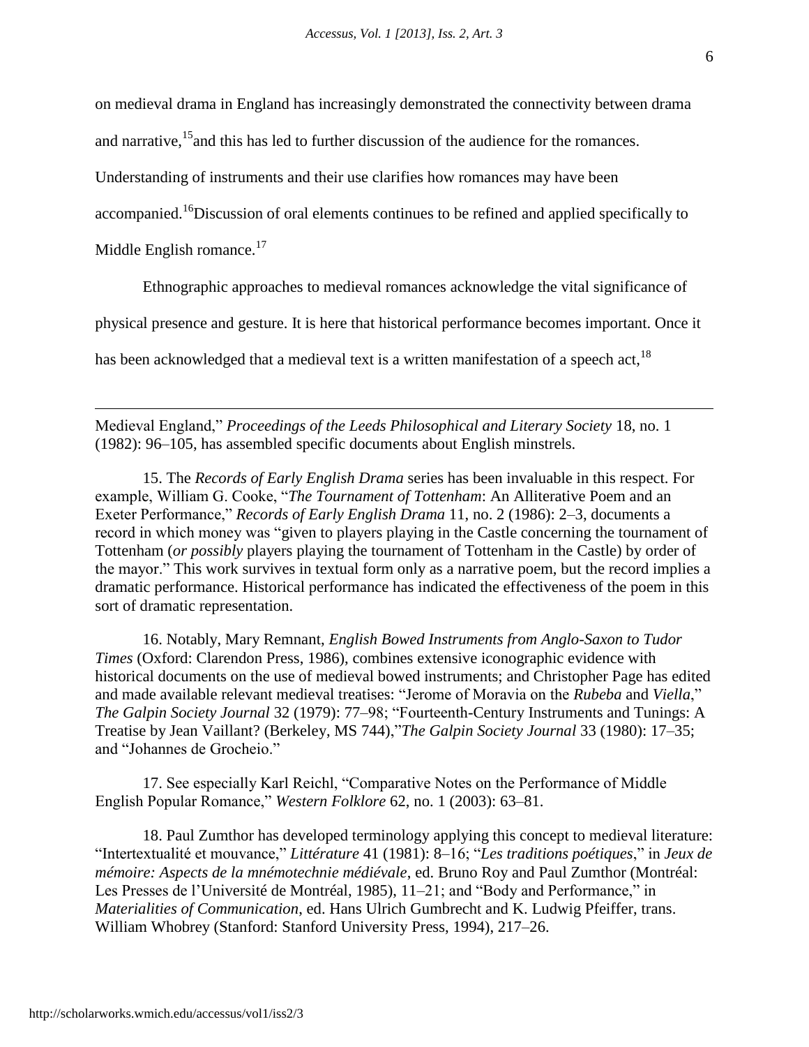on medieval drama in England has increasingly demonstrated the connectivity between drama and narrative,[15] and this has led to further discussion of the audience for the romances. Understanding of instruments and their use clarifies how romances may have been accompanied.[16] Discussion of oral elements continues to be refined and applied specifically to Middle English romance.[17]

Ethnographic approaches to medieval romances acknowledge the vital significance of physical presence and gesture. It is here that historical performance becomes important. Once it has been acknowledged that a medieval text is a written manifestation of a speech act,[18]

---

Medieval England," *Proceedings of the Leeds Philosophical and Literary Society* 18, no. 1 (1982): 96–105, has assembled specific documents about English minstrels.

15. The *Records of Early English Drama* series has been invaluable in this respect. For example, William G. Cooke, "*The Tournament of Tottenham*: An Alliterative Poem and an Exeter Performance," *Records of Early English Drama* 11, no. 2 (1986): 2–3, documents a record in which money was "given to players playing in the Castle concerning the tournament of Tottenham (*or possibly* players playing the tournament of Tottenham in the Castle) by order of the mayor." This work survives in textual form only as a narrative poem, but the record implies a dramatic performance. Historical performance has indicated the effectiveness of the poem in this sort of dramatic representation.

16. Notably, Mary Remnant, *English Bowed Instruments from Anglo-Saxon to Tudor Times* (Oxford: Clarendon Press, 1986), combines extensive iconographic evidence with historical documents on the use of medieval bowed instruments; and Christopher Page has edited and made available relevant medieval treatises: "Jerome of Moravia on the *Rubeba* and *Viella*," *The Galpin Society Journal* 32 (1979): 77–98; "Fourteenth-Century Instruments and Tunings: A Treatise by Jean Vaillant? (Berkeley, MS 744)," *The Galpin Society Journal* 33 (1980): 17–35; and "Johannes de Grocheio."

17. See especially Karl Reichl, "Comparative Notes on the Performance of Middle English Popular Romance," *Western Folklore* 62, no. 1 (2003): 63–81.

18. Paul Zumthor has developed terminology applying this concept to medieval literature: "Intertextualité et mouvance," *Littérature* 41 (1981): 8–16; "*Les traditions poétiques*," in *Jeux de mémoire: Aspects de la mnémotechnie médiévale*, ed. Bruno Roy and Paul Zumthor (Montréal: Les Presses de l'Université de Montréal, 1985), 11–21; and "Body and Performance," in *Materialities of Communication*, ed. Hans Ulrich Gumbrecht and K. Ludwig Pfeiffer, trans. William Whobrey (Stanford: Stanford University Press, 1994), 217–26.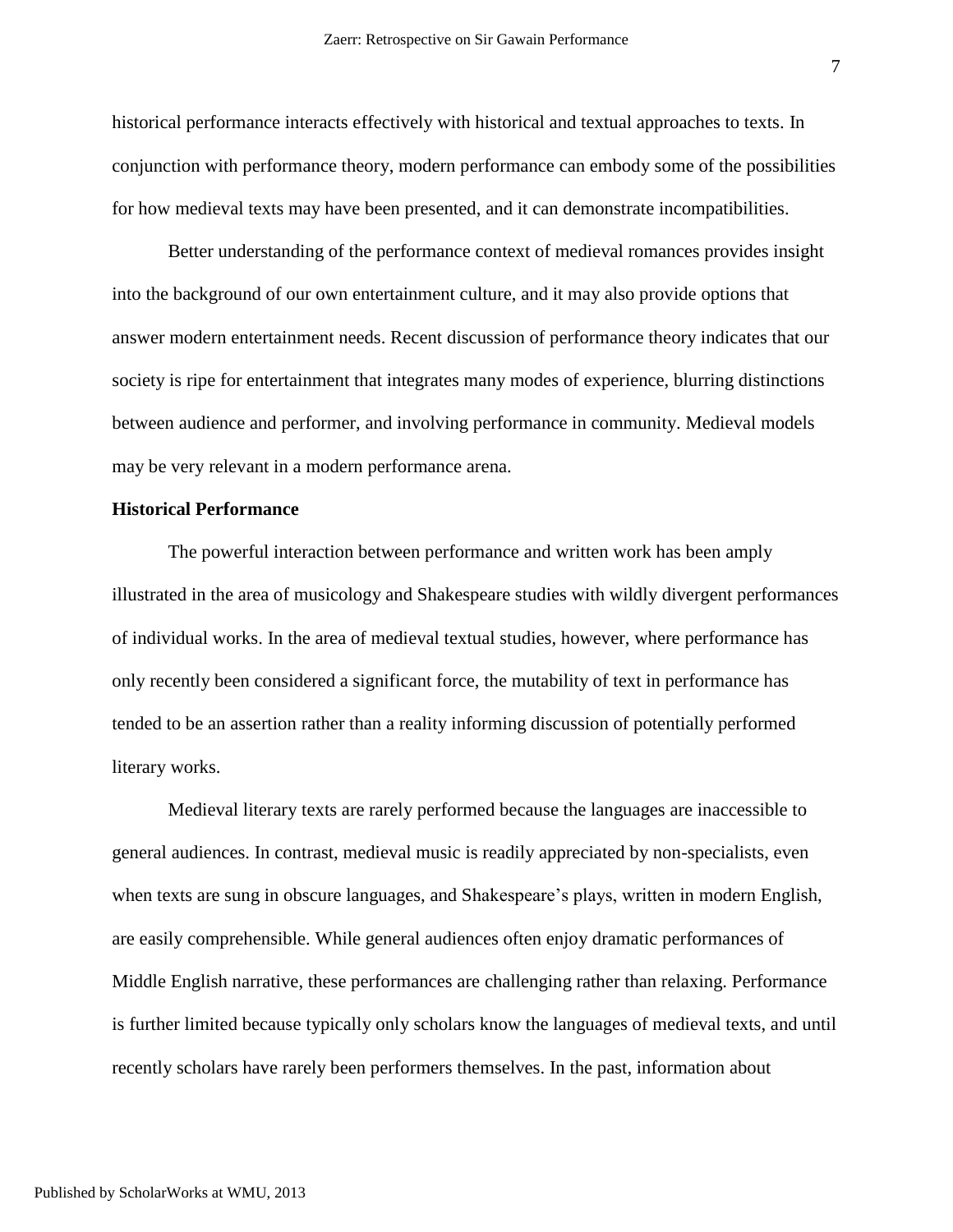historical performance interacts effectively with historical and textual approaches to texts. In conjunction with performance theory, modern performance can embody some of the possibilities for how medieval texts may have been presented, and it can demonstrate incompatibilities.

Better understanding of the performance context of medieval romances provides insight into the background of our own entertainment culture, and it may also provide options that answer modern entertainment needs. Recent discussion of performance theory indicates that our society is ripe for entertainment that integrates many modes of experience, blurring distinctions between audience and performer, and involving performance in community. Medieval models may be very relevant in a modern performance arena.

**Historical Performance**

The powerful interaction between performance and written work has been amply illustrated in the area of musicology and Shakespeare studies with wildly divergent performances of individual works. In the area of medieval textual studies, however, where performance has only recently been considered a significant force, the mutability of text in performance has tended to be an assertion rather than a reality informing discussion of potentially performed literary works.

Medieval literary texts are rarely performed because the languages are inaccessible to general audiences. In contrast, medieval music is readily appreciated by non-specialists, even when texts are sung in obscure languages, and Shakespeare's plays, written in modern English, are easily comprehensible. While general audiences often enjoy dramatic performances of Middle English narrative, these performances are challenging rather than relaxing. Performance is further limited because typically only scholars know the languages of medieval texts, and until recently scholars have rarely been performers themselves. In the past, information about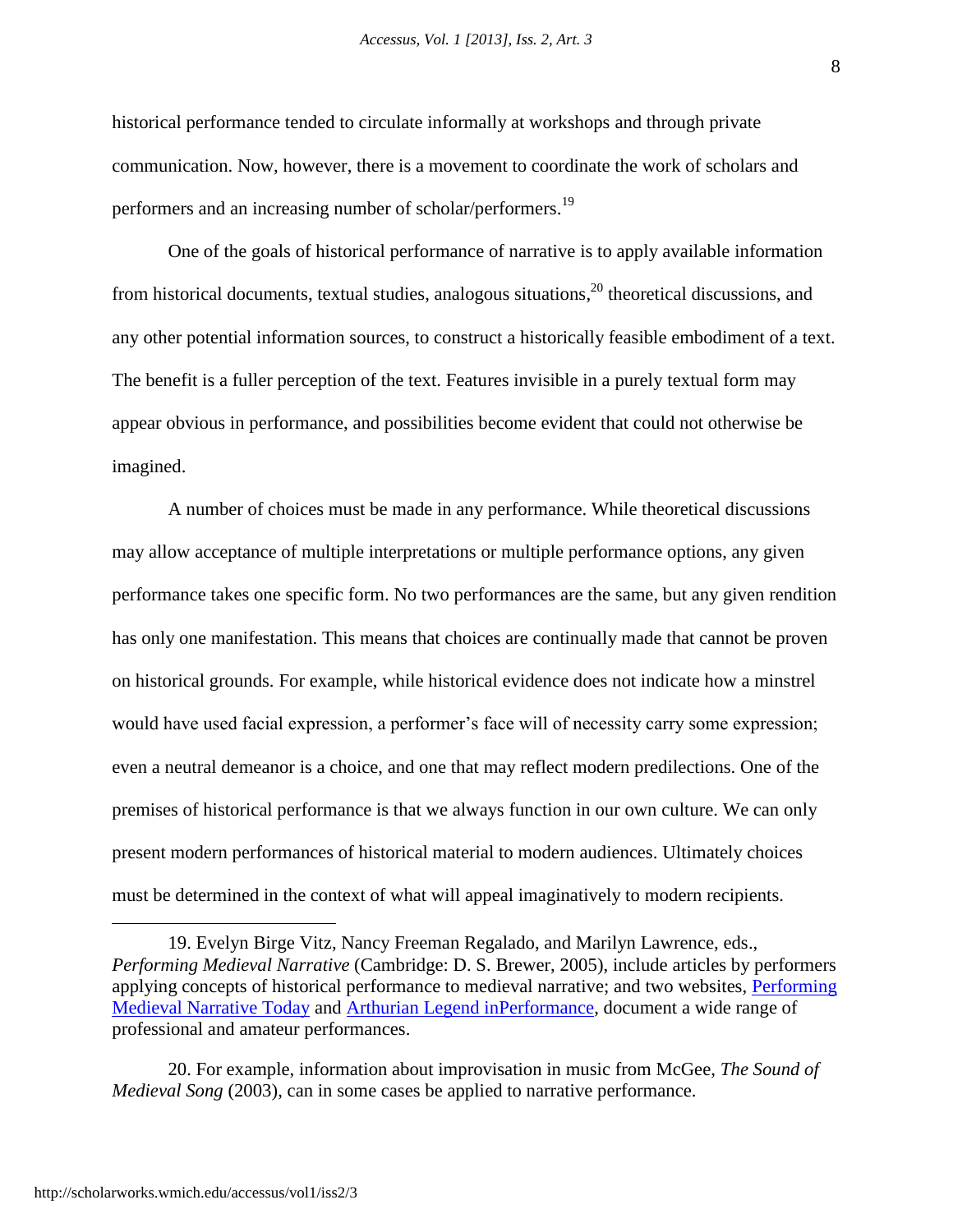historical performance tended to circulate informally at workshops and through private communication. Now, however, there is a movement to coordinate the work of scholars and performers and an increasing number of scholar/performers.[19]

One of the goals of historical performance of narrative is to apply available information from historical documents, textual studies, analogous situations,[20] theoretical discussions, and any other potential information sources, to construct a historically feasible embodiment of a text. The benefit is a fuller perception of the text. Features invisible in a purely textual form may appear obvious in performance, and possibilities become evident that could not otherwise be imagined.

A number of choices must be made in any performance. While theoretical discussions may allow acceptance of multiple interpretations or multiple performance options, any given performance takes one specific form. No two performances are the same, but any given rendition has only one manifestation. This means that choices are continually made that cannot be proven on historical grounds. For example, while historical evidence does not indicate how a minstrel would have used facial expression, a performer's face will of necessity carry some expression; even a neutral demeanor is a choice, and one that may reflect modern predilections. One of the premises of historical performance is that we always function in our own culture. We can only present modern performances of historical material to modern audiences. Ultimately choices must be determined in the context of what will appeal imaginatively to modern recipients.

---

19. Evelyn Birge Vitz, Nancy Freeman Regalado, and Marilyn Lawrence, eds., *Performing Medieval Narrative* (Cambridge: D. S. Brewer, 2005), include articles by performers applying concepts of historical performance to medieval narrative; and two websites, Performing Medieval Narrative Today and Arthurian Legend inPerformance, document a wide range of professional and amateur performances.

20. For example, information about improvisation in music from McGee, *The Sound of Medieval Song* (2003), can in some cases be applied to narrative performance.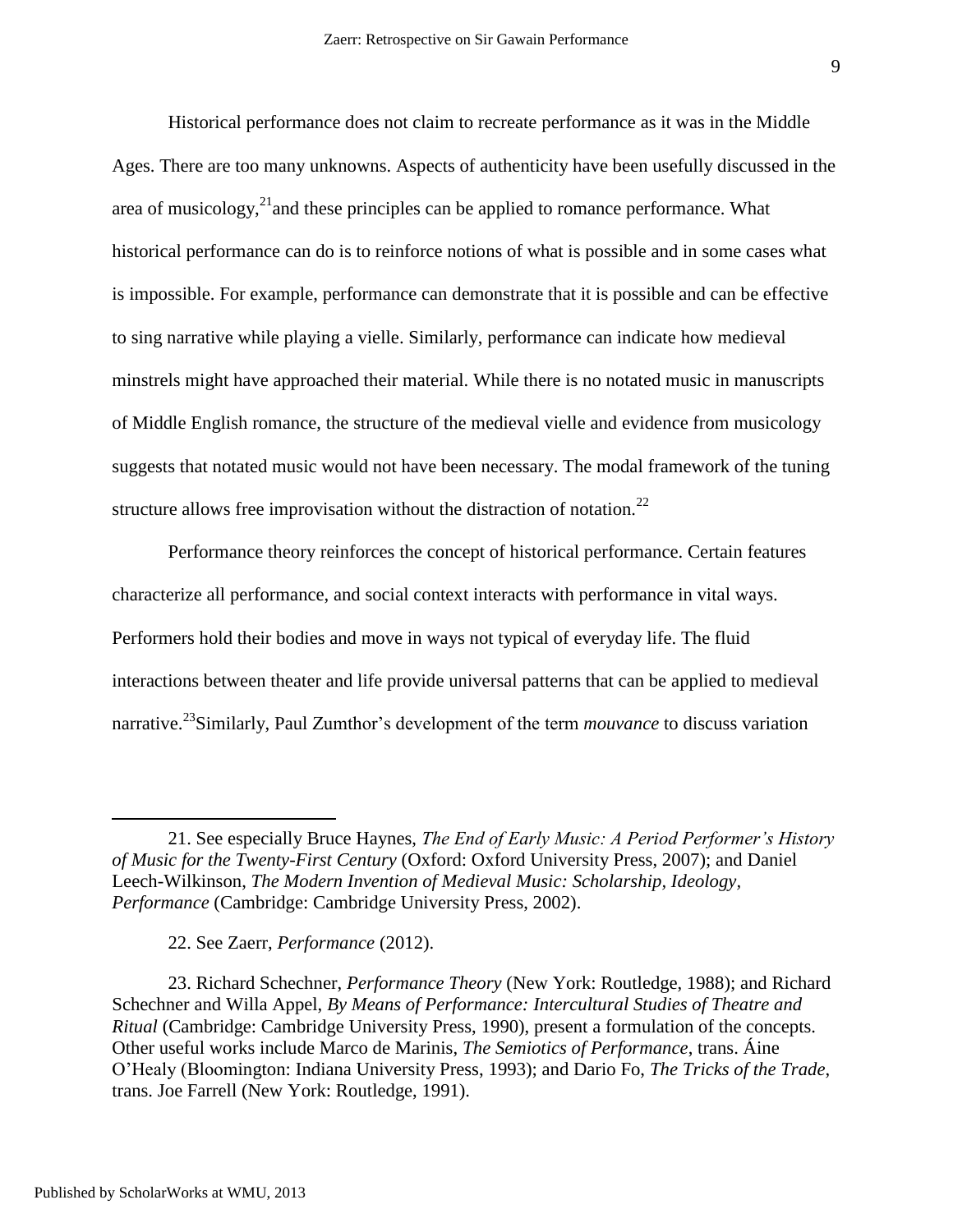Historical performance does not claim to recreate performance as it was in the Middle Ages. There are too many unknowns. Aspects of authenticity have been usefully discussed in the area of musicology,[21]and these principles can be applied to romance performance. What historical performance can do is to reinforce notions of what is possible and in some cases what is impossible. For example, performance can demonstrate that it is possible and can be effective to sing narrative while playing a vielle. Similarly, performance can indicate how medieval minstrels might have approached their material. While there is no notated music in manuscripts of Middle English romance, the structure of the medieval vielle and evidence from musicology suggests that notated music would not have been necessary. The modal framework of the tuning structure allows free improvisation without the distraction of notation.[22]

Performance theory reinforces the concept of historical performance. Certain features characterize all performance, and social context interacts with performance in vital ways. Performers hold their bodies and move in ways not typical of everyday life. The fluid interactions between theater and life provide universal patterns that can be applied to medieval narrative.[23]Similarly, Paul Zumthor's development of the term *mouvance* to discuss variation

---

21. See especially Bruce Haynes, *The End of Early Music: A Period Performer's History of Music for the Twenty-First Century* (Oxford: Oxford University Press, 2007); and Daniel Leech-Wilkinson, *The Modern Invention of Medieval Music: Scholarship, Ideology, Performance* (Cambridge: Cambridge University Press, 2002).

22. See Zaerr, *Performance* (2012).

23. Richard Schechner, *Performance Theory* (New York: Routledge, 1988); and Richard Schechner and Willa Appel, *By Means of Performance: Intercultural Studies of Theatre and Ritual* (Cambridge: Cambridge University Press, 1990), present a formulation of the concepts. Other useful works include Marco de Marinis, *The Semiotics of Performance*, trans. Áine O'Healy (Bloomington: Indiana University Press, 1993); and Dario Fo, *The Tricks of the Trade*, trans. Joe Farrell (New York: Routledge, 1991).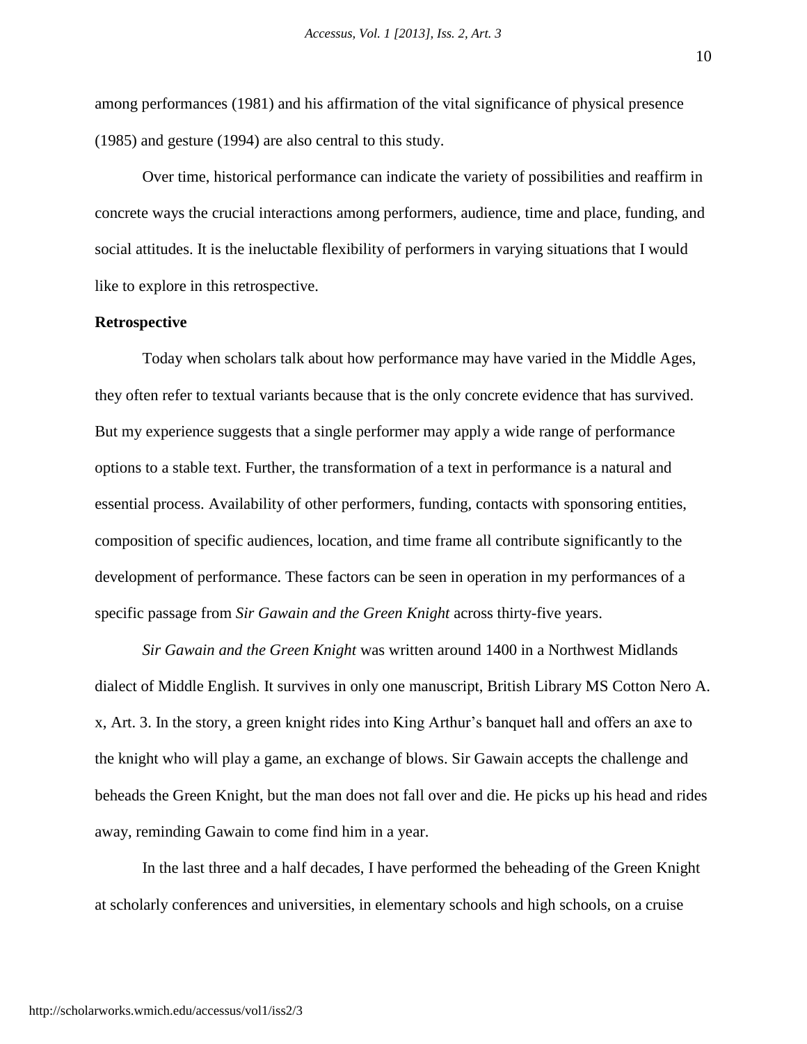among performances (1981) and his affirmation of the vital significance of physical presence (1985) and gesture (1994) are also central to this study.

Over time, historical performance can indicate the variety of possibilities and reaffirm in concrete ways the crucial interactions among performers, audience, time and place, funding, and social attitudes. It is the ineluctable flexibility of performers in varying situations that I would like to explore in this retrospective.

**Retrospective**

Today when scholars talk about how performance may have varied in the Middle Ages, they often refer to textual variants because that is the only concrete evidence that has survived. But my experience suggests that a single performer may apply a wide range of performance options to a stable text. Further, the transformation of a text in performance is a natural and essential process. Availability of other performers, funding, contacts with sponsoring entities, composition of specific audiences, location, and time frame all contribute significantly to the development of performance. These factors can be seen in operation in my performances of a specific passage from *Sir Gawain and the Green Knight* across thirty-five years.

*Sir Gawain and the Green Knight* was written around 1400 in a Northwest Midlands dialect of Middle English. It survives in only one manuscript, British Library MS Cotton Nero A. x, Art. 3. In the story, a green knight rides into King Arthur's banquet hall and offers an axe to the knight who will play a game, an exchange of blows. Sir Gawain accepts the challenge and beheads the Green Knight, but the man does not fall over and die. He picks up his head and rides away, reminding Gawain to come find him in a year.

In the last three and a half decades, I have performed the beheading of the Green Knight at scholarly conferences and universities, in elementary schools and high schools, on a cruise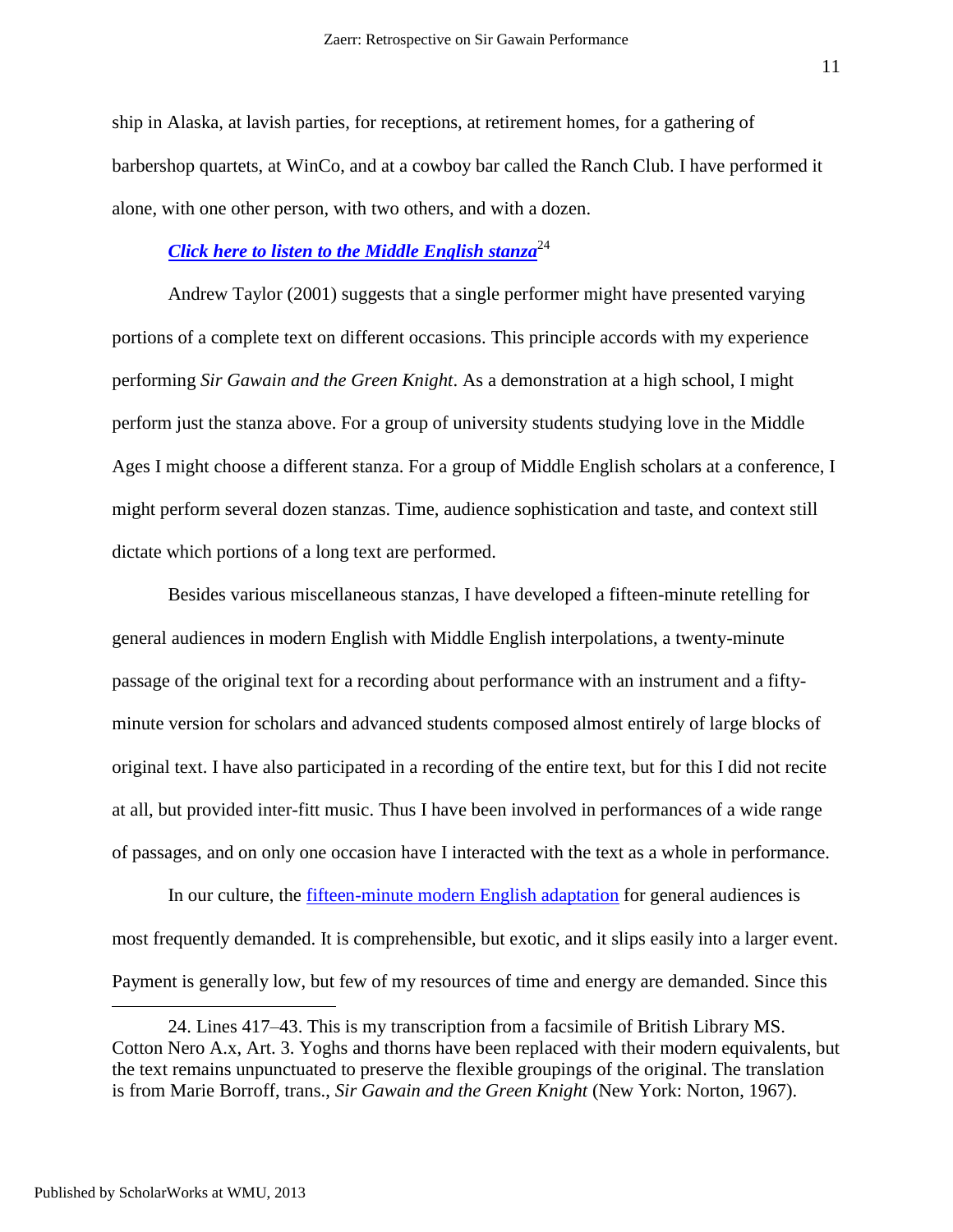ship in Alaska, at lavish parties, for receptions, at retirement homes, for a gathering of barbershop quartets, at WinCo, and at a cowboy bar called the Ranch Club. I have performed it alone, with one other person, with two others, and with a dozen.

***Click here to listen to the Middle English stanza***[24]

Andrew Taylor (2001) suggests that a single performer might have presented varying portions of a complete text on different occasions. This principle accords with my experience performing *Sir Gawain and the Green Knight*. As a demonstration at a high school, I might perform just the stanza above. For a group of university students studying love in the Middle Ages I might choose a different stanza. For a group of Middle English scholars at a conference, I might perform several dozen stanzas. Time, audience sophistication and taste, and context still dictate which portions of a long text are performed.

Besides various miscellaneous stanzas, I have developed a fifteen-minute retelling for general audiences in modern English with Middle English interpolations, a twenty-minute passage of the original text for a recording about performance with an instrument and a fifty-minute version for scholars and advanced students composed almost entirely of large blocks of original text. I have also participated in a recording of the entire text, but for this I did not recite at all, but provided inter-fitt music. Thus I have been involved in performances of a wide range of passages, and on only one occasion have I interacted with the text as a whole in performance.

In our culture, the fifteen-minute modern English adaptation for general audiences is most frequently demanded. It is comprehensible, but exotic, and it slips easily into a larger event. Payment is generally low, but few of my resources of time and energy are demanded. Since this

---

24. Lines 417–43. This is my transcription from a facsimile of British Library MS. Cotton Nero A.x, Art. 3. Yoghs and thorns have been replaced with their modern equivalents, but the text remains unpunctuated to preserve the flexible groupings of the original. The translation is from Marie Borroff, trans., *Sir Gawain and the Green Knight* (New York: Norton, 1967).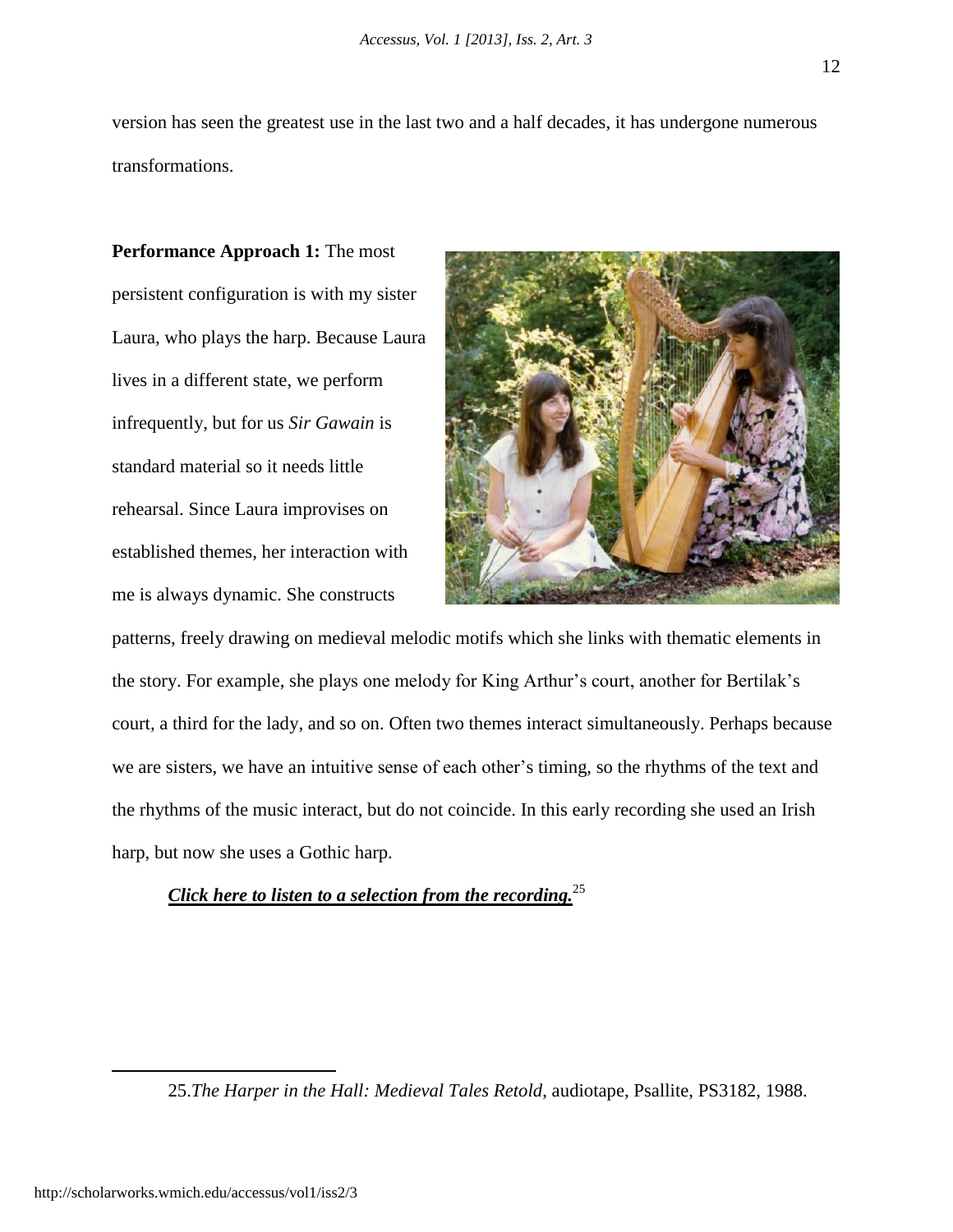version has seen the greatest use in the last two and a half decades, it has undergone numerous transformations.

**Performance Approach 1:** The most persistent configuration is with my sister Laura, who plays the harp. Because Laura lives in a different state, we perform infrequently, but for us *Sir Gawain* is standard material so it needs little rehearsal. Since Laura improvises on established themes, her interaction with me is always dynamic. She constructs patterns, freely drawing on medieval melodic motifs which she links with thematic elements in the story. For example, she plays one melody for King Arthur's court, another for Bertilak's court, a third for the lady, and so on. Often two themes interact simultaneously. Perhaps because we are sisters, we have an intuitive sense of each other's timing, so the rhythms of the text and the rhythms of the music interact, but do not coincide. In this early recording she used an Irish harp, but now she uses a Gothic harp.

***Click here to listen to a selection from the recording.***[25]

---

25.*The Harper in the Hall: Medieval Tales Retold*, audiotape, Psallite, PS3182, 1988.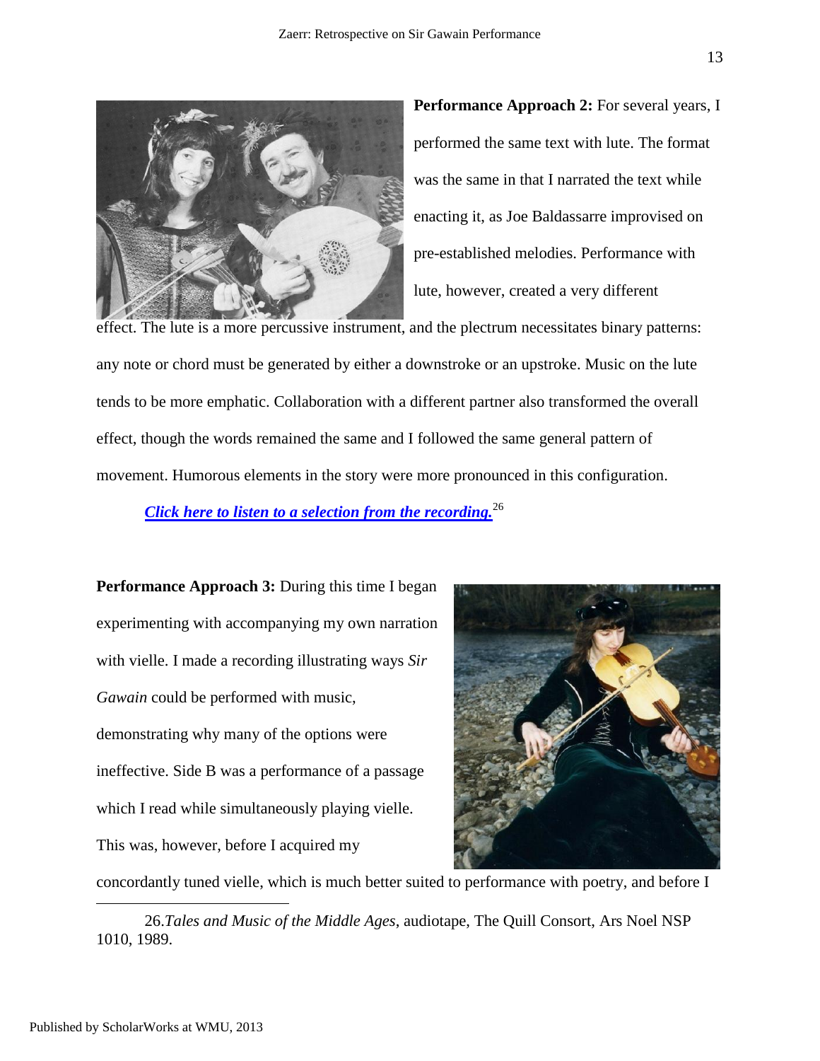**Performance Approach 2:** For several years, I performed the same text with lute. The format was the same in that I narrated the text while enacting it, as Joe Baldassarre improvised on pre-established melodies. Performance with lute, however, created a very different effect. The lute is a more percussive instrument, and the plectrum necessitates binary patterns: any note or chord must be generated by either a downstroke or an upstroke. Music on the lute tends to be more emphatic. Collaboration with a different partner also transformed the overall effect, though the words remained the same and I followed the same general pattern of movement. Humorous elements in the story were more pronounced in this configuration.

***Click here to listen to a selection from the recording.***[26]

**Performance Approach 3:** During this time I began experimenting with accompanying my own narration with vielle. I made a recording illustrating ways *Sir Gawain* could be performed with music, demonstrating why many of the options were ineffective. Side B was a performance of a passage which I read while simultaneously playing vielle. This was, however, before I acquired my concordantly tuned vielle, which is much better suited to performance with poetry, and before I

---

26.*Tales and Music of the Middle Ages*, audiotape, The Quill Consort, Ars Noel NSP 1010, 1989.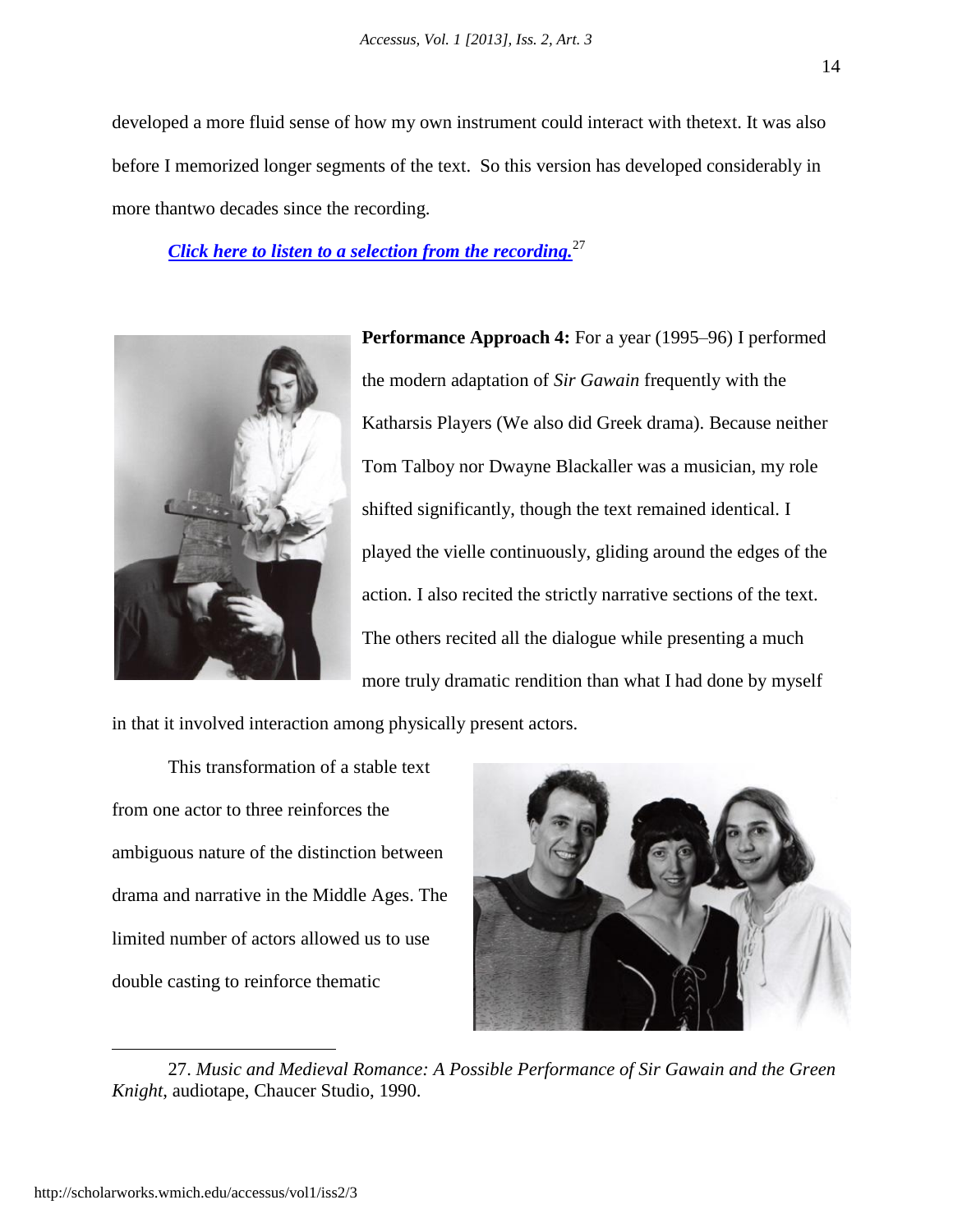developed a more fluid sense of how my own instrument could interact with thetext. It was also before I memorized longer segments of the text. So this version has developed considerably in more thantwo decades since the recording.

*Click here to listen to a selection from the recording.*[27]

**Performance Approach 4:** For a year (1995–96) I performed the modern adaptation of *Sir Gawain* frequently with the Katharsis Players (We also did Greek drama). Because neither Tom Talboy nor Dwayne Blackaller was a musician, my role shifted significantly, though the text remained identical. I played the vielle continuously, gliding around the edges of the action. I also recited the strictly narrative sections of the text. The others recited all the dialogue while presenting a much more truly dramatic rendition than what I had done by myself in that it involved interaction among physically present actors.

This transformation of a stable text from one actor to three reinforces the ambiguous nature of the distinction between drama and narrative in the Middle Ages. The limited number of actors allowed us to use double casting to reinforce thematic

---

27. *Music and Medieval Romance: A Possible Performance of Sir Gawain and the Green Knight*, audiotape, Chaucer Studio, 1990.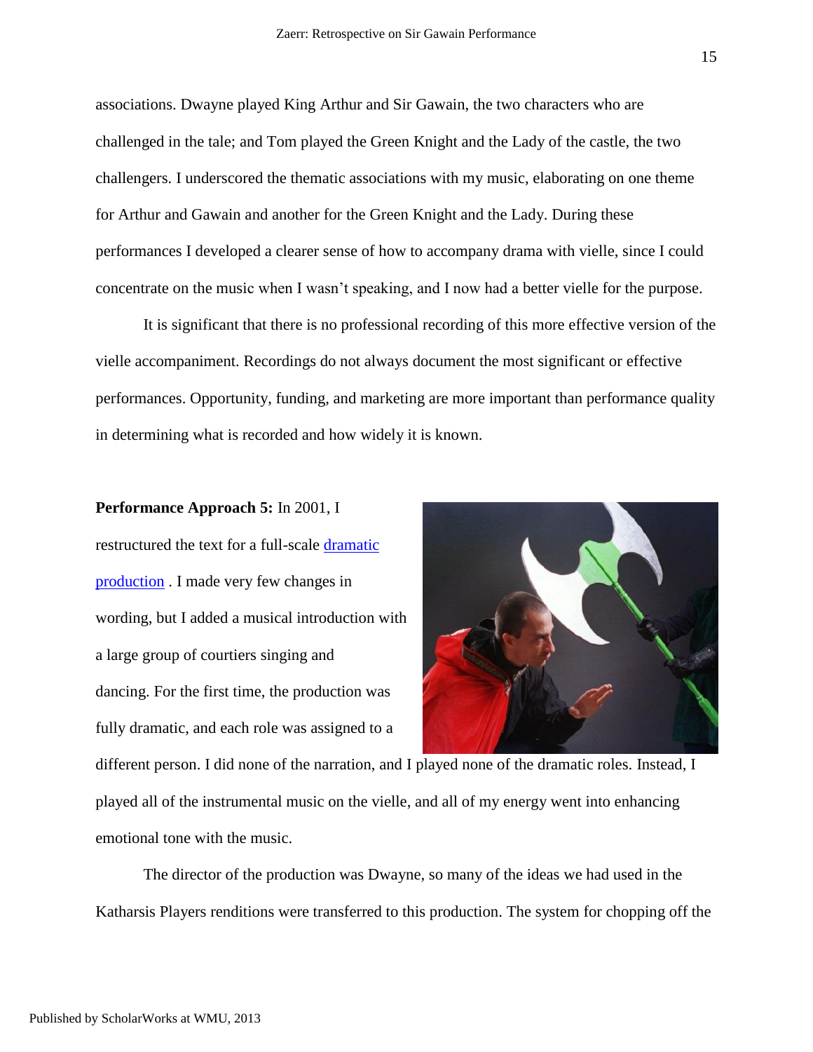associations. Dwayne played King Arthur and Sir Gawain, the two characters who are challenged in the tale; and Tom played the Green Knight and the Lady of the castle, the two challengers. I underscored the thematic associations with my music, elaborating on one theme for Arthur and Gawain and another for the Green Knight and the Lady. During these performances I developed a clearer sense of how to accompany drama with vielle, since I could concentrate on the music when I wasn't speaking, and I now had a better vielle for the purpose.

It is significant that there is no professional recording of this more effective version of the vielle accompaniment. Recordings do not always document the most significant or effective performances. Opportunity, funding, and marketing are more important than performance quality in determining what is recorded and how widely it is known.

**Performance Approach 5:** In 2001, I restructured the text for a full-scale [dramatic production](). I made very few changes in wording, but I added a musical introduction with a large group of courtiers singing and dancing. For the first time, the production was fully dramatic, and each role was assigned to a different person. I did none of the narration, and I played none of the dramatic roles. Instead, I played all of the instrumental music on the vielle, and all of my energy went into enhancing emotional tone with the music.

The director of the production was Dwayne, so many of the ideas we had used in the Katharsis Players renditions were transferred to this production. The system for chopping off the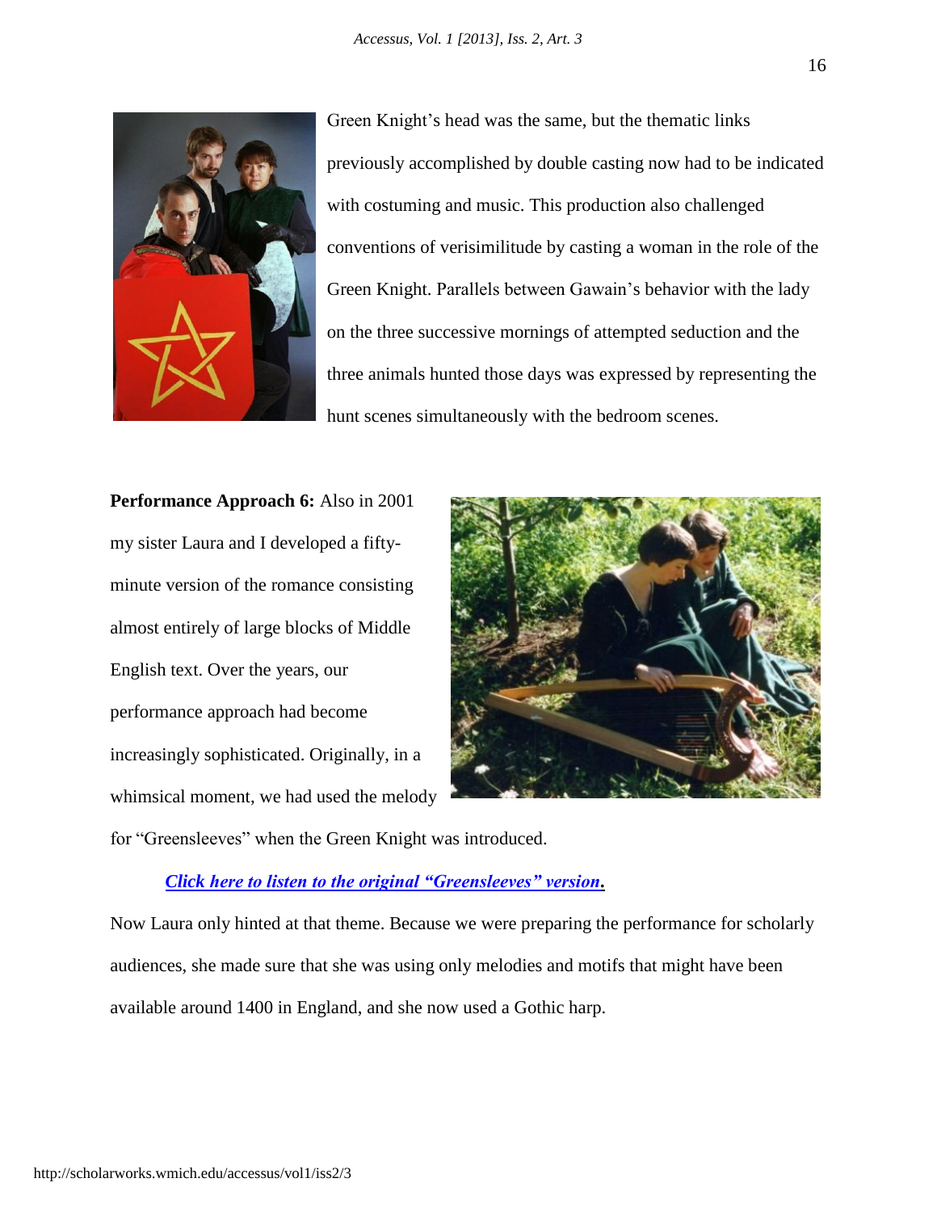Green Knight's head was the same, but the thematic links previously accomplished by double casting now had to be indicated with costuming and music. This production also challenged conventions of verisimilitude by casting a woman in the role of the Green Knight. Parallels between Gawain's behavior with the lady on the three successive mornings of attempted seduction and the three animals hunted those days was expressed by representing the hunt scenes simultaneously with the bedroom scenes.

**Performance Approach 6:** Also in 2001 my sister Laura and I developed a fifty-minute version of the romance consisting almost entirely of large blocks of Middle English text. Over the years, our performance approach had become increasingly sophisticated. Originally, in a whimsical moment, we had used the melody for "Greensleeves" when the Green Knight was introduced.

***Click here to listen to the original "Greensleeves" version*****.**

Now Laura only hinted at that theme. Because we were preparing the performance for scholarly audiences, she made sure that she was using only melodies and motifs that might have been available around 1400 in England, and she now used a Gothic harp.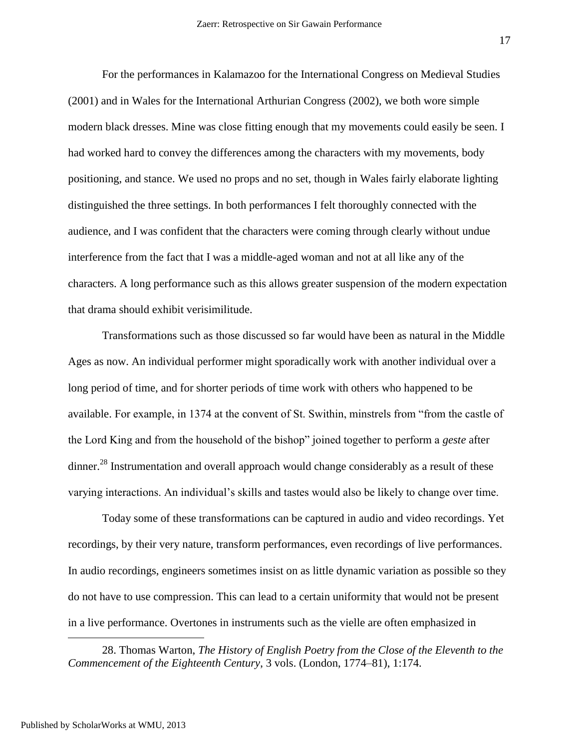For the performances in Kalamazoo for the International Congress on Medieval Studies (2001) and in Wales for the International Arthurian Congress (2002), we both wore simple modern black dresses. Mine was close fitting enough that my movements could easily be seen. I had worked hard to convey the differences among the characters with my movements, body positioning, and stance. We used no props and no set, though in Wales fairly elaborate lighting distinguished the three settings. In both performances I felt thoroughly connected with the audience, and I was confident that the characters were coming through clearly without undue interference from the fact that I was a middle-aged woman and not at all like any of the characters. A long performance such as this allows greater suspension of the modern expectation that drama should exhibit verisimilitude.

Transformations such as those discussed so far would have been as natural in the Middle Ages as now. An individual performer might sporadically work with another individual over a long period of time, and for shorter periods of time work with others who happened to be available. For example, in 1374 at the convent of St. Swithin, minstrels from "from the castle of the Lord King and from the household of the bishop" joined together to perform a *geste* after dinner.[28] Instrumentation and overall approach would change considerably as a result of these varying interactions. An individual's skills and tastes would also be likely to change over time.

Today some of these transformations can be captured in audio and video recordings. Yet recordings, by their very nature, transform performances, even recordings of live performances. In audio recordings, engineers sometimes insist on as little dynamic variation as possible so they do not have to use compression. This can lead to a certain uniformity that would not be present in a live performance. Overtones in instruments such as the vielle are often emphasized in

---

28. Thomas Warton, *The History of English Poetry from the Close of the Eleventh to the Commencement of the Eighteenth Century*, 3 vols. (London, 1774–81), 1:174.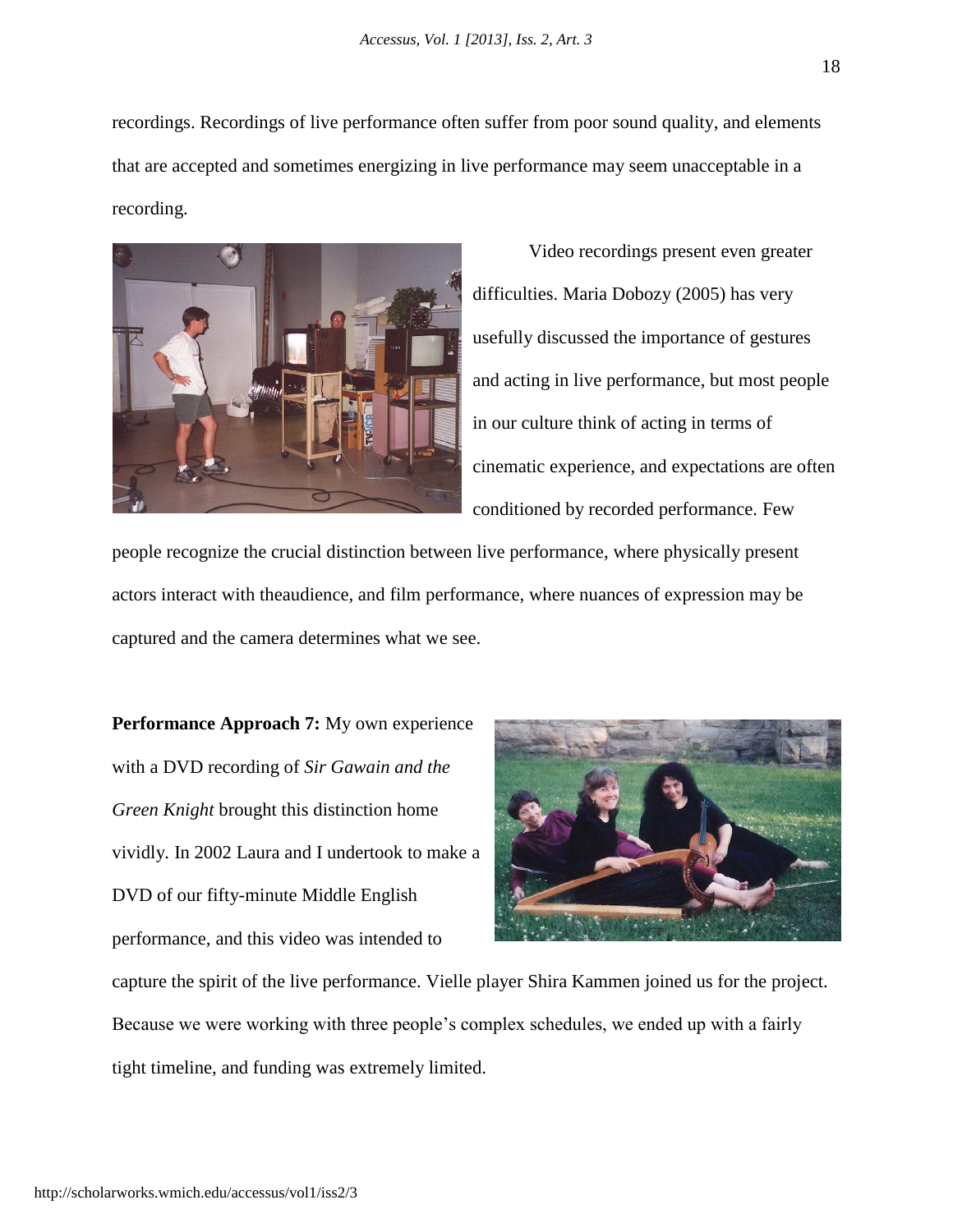recordings. Recordings of live performance often suffer from poor sound quality, and elements that are accepted and sometimes energizing in live performance may seem unacceptable in a recording.

Video recordings present even greater difficulties. Maria Dobozy (2005) has very usefully discussed the importance of gestures and acting in live performance, but most people in our culture think of acting in terms of cinematic experience, and expectations are often conditioned by recorded performance. Few people recognize the crucial distinction between live performance, where physically present actors interact with theaudience, and film performance, where nuances of expression may be captured and the camera determines what we see.

**Performance Approach 7:** My own experience with a DVD recording of *Sir Gawain and the Green Knight* brought this distinction home vividly. In 2002 Laura and I undertook to make a DVD of our fifty-minute Middle English performance, and this video was intended to capture the spirit of the live performance. Vielle player Shira Kammen joined us for the project. Because we were working with three people's complex schedules, we ended up with a fairly tight timeline, and funding was extremely limited.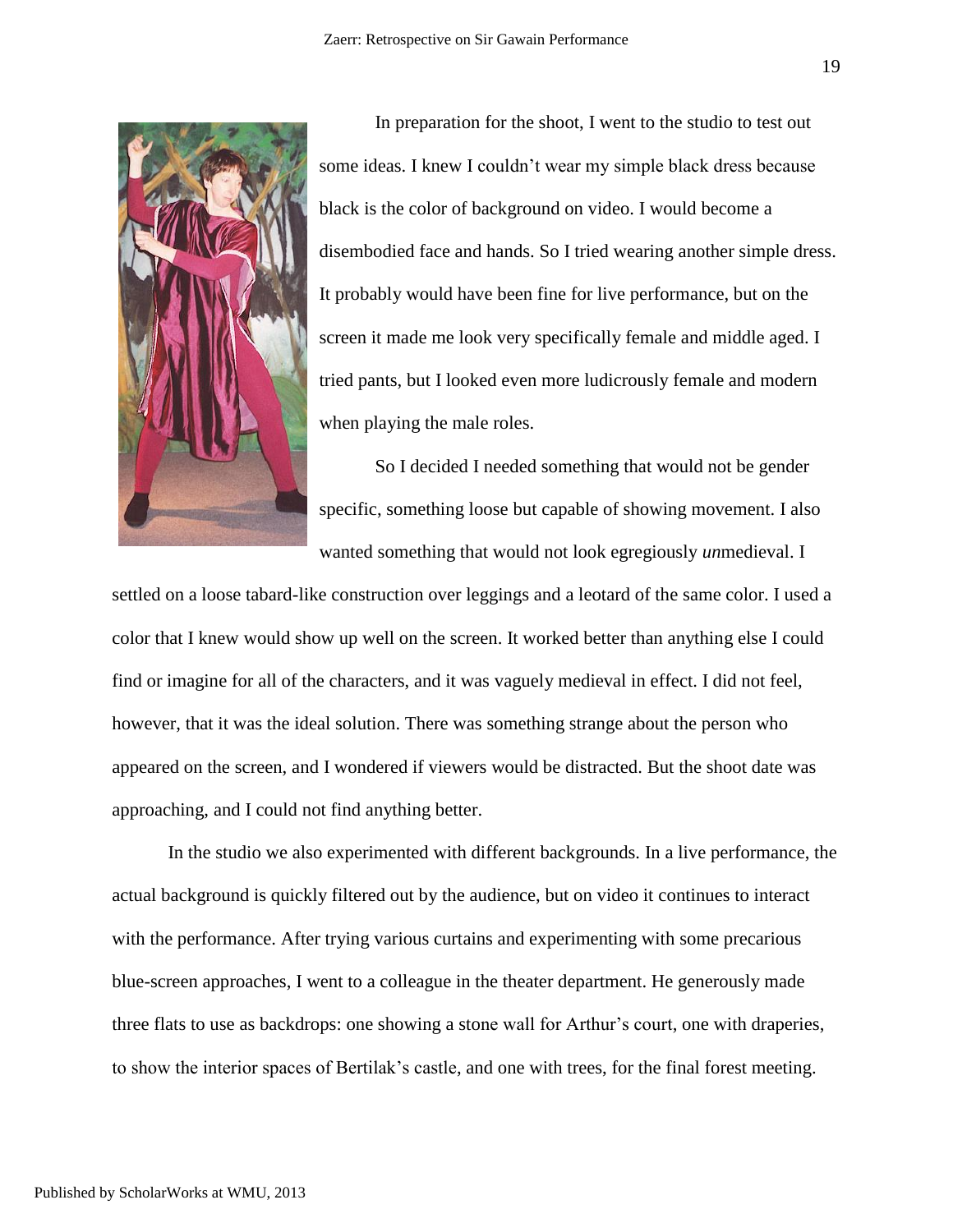In preparation for the shoot, I went to the studio to test out some ideas. I knew I couldn't wear my simple black dress because black is the color of background on video. I would become a disembodied face and hands. So I tried wearing another simple dress. It probably would have been fine for live performance, but on the screen it made me look very specifically female and middle aged. I tried pants, but I looked even more ludicrously female and modern when playing the male roles.

So I decided I needed something that would not be gender specific, something loose but capable of showing movement. I also wanted something that would not look egregiously *un*medieval. I settled on a loose tabard-like construction over leggings and a leotard of the same color. I used a color that I knew would show up well on the screen. It worked better than anything else I could find or imagine for all of the characters, and it was vaguely medieval in effect. I did not feel, however, that it was the ideal solution. There was something strange about the person who appeared on the screen, and I wondered if viewers would be distracted. But the shoot date was approaching, and I could not find anything better.

In the studio we also experimented with different backgrounds. In a live performance, the actual background is quickly filtered out by the audience, but on video it continues to interact with the performance. After trying various curtains and experimenting with some precarious blue-screen approaches, I went to a colleague in the theater department. He generously made three flats to use as backdrops: one showing a stone wall for Arthur's court, one with draperies, to show the interior spaces of Bertilak's castle, and one with trees, for the final forest meeting.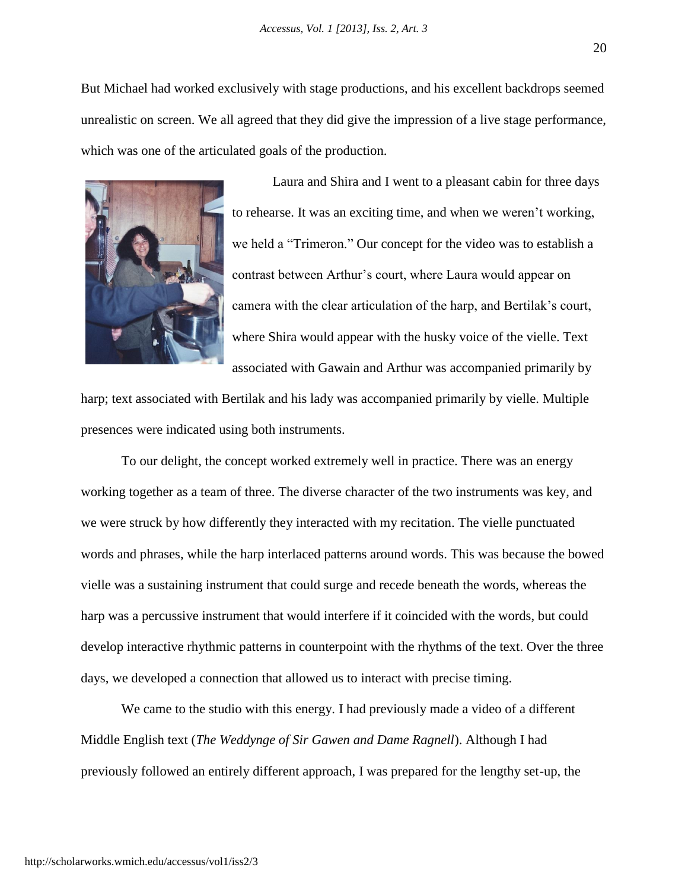But Michael had worked exclusively with stage productions, and his excellent backdrops seemed unrealistic on screen. We all agreed that they did give the impression of a live stage performance, which was one of the articulated goals of the production.

Laura and Shira and I went to a pleasant cabin for three days to rehearse. It was an exciting time, and when we weren't working, we held a "Trimeron." Our concept for the video was to establish a contrast between Arthur's court, where Laura would appear on camera with the clear articulation of the harp, and Bertilak's court, where Shira would appear with the husky voice of the vielle. Text associated with Gawain and Arthur was accompanied primarily by harp; text associated with Bertilak and his lady was accompanied primarily by vielle. Multiple presences were indicated using both instruments.

To our delight, the concept worked extremely well in practice. There was an energy working together as a team of three. The diverse character of the two instruments was key, and we were struck by how differently they interacted with my recitation. The vielle punctuated words and phrases, while the harp interlaced patterns around words. This was because the bowed vielle was a sustaining instrument that could surge and recede beneath the words, whereas the harp was a percussive instrument that would interfere if it coincided with the words, but could develop interactive rhythmic patterns in counterpoint with the rhythms of the text. Over the three days, we developed a connection that allowed us to interact with precise timing.

We came to the studio with this energy. I had previously made a video of a different Middle English text (*The Weddynge of Sir Gawen and Dame Ragnell*). Although I had previously followed an entirely different approach, I was prepared for the lengthy set-up, the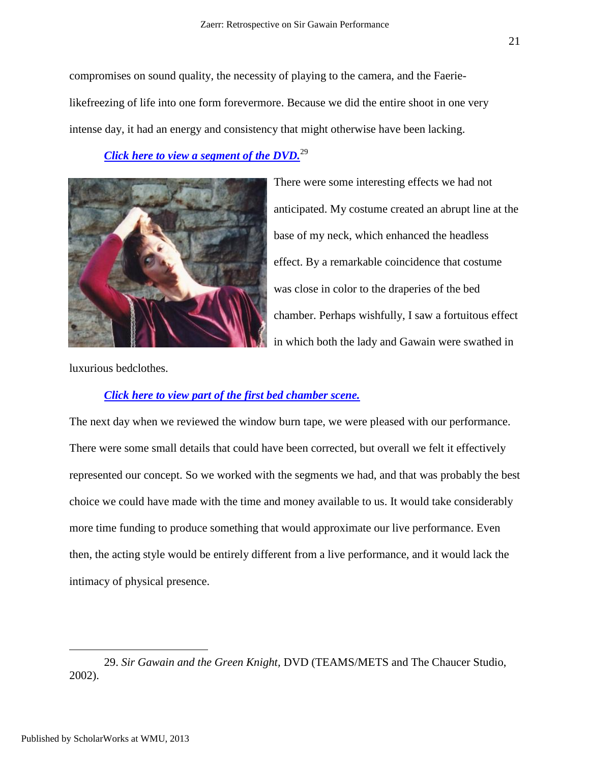compromises on sound quality, the necessity of playing to the camera, and the Faerie-likefreezing of life into one form forevermore. Because we did the entire shoot in one very intense day, it had an energy and consistency that might otherwise have been lacking.

***Click here to view a segment of the DVD.***[29]

There were some interesting effects we had not anticipated. My costume created an abrupt line at the base of my neck, which enhanced the headless effect. By a remarkable coincidence that costume was close in color to the draperies of the bed chamber. Perhaps wishfully, I saw a fortuitous effect in which both the lady and Gawain were swathed in luxurious bedclothes.

***Click here to view part of the first bed chamber scene.***

The next day when we reviewed the window burn tape, we were pleased with our performance. There were some small details that could have been corrected, but overall we felt it effectively represented our concept. So we worked with the segments we had, and that was probably the best choice we could have made with the time and money available to us. It would take considerably more time funding to produce something that would approximate our live performance. Even then, the acting style would be entirely different from a live performance, and it would lack the intimacy of physical presence.

---

29. *Sir Gawain and the Green Knight*, DVD (TEAMS/METS and The Chaucer Studio, 2002).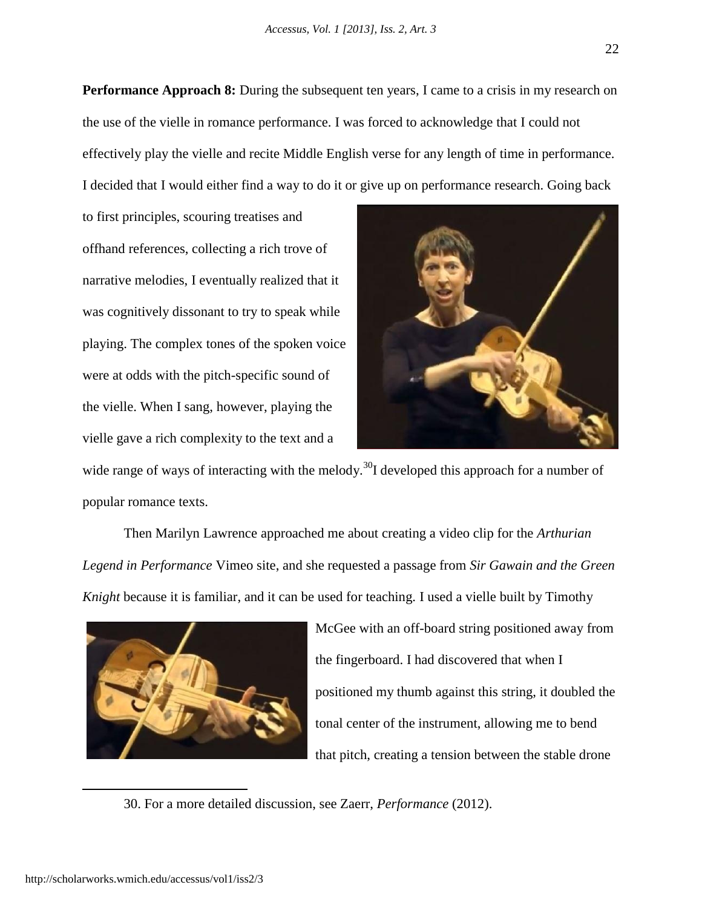**Performance Approach 8:** During the subsequent ten years, I came to a crisis in my research on the use of the vielle in romance performance. I was forced to acknowledge that I could not effectively play the vielle and recite Middle English verse for any length of time in performance. I decided that I would either find a way to do it or give up on performance research. Going back to first principles, scouring treatises and offhand references, collecting a rich trove of narrative melodies, I eventually realized that it was cognitively dissonant to try to speak while playing. The complex tones of the spoken voice were at odds with the pitch-specific sound of the vielle. When I sang, however, playing the vielle gave a rich complexity to the text and a wide range of ways of interacting with the melody.[30] I developed this approach for a number of popular romance texts.

Then Marilyn Lawrence approached me about creating a video clip for the *Arthurian Legend in Performance* Vimeo site, and she requested a passage from *Sir Gawain and the Green Knight* because it is familiar, and it can be used for teaching. I used a vielle built by Timothy McGee with an off-board string positioned away from the fingerboard. I had discovered that when I positioned my thumb against this string, it doubled the tonal center of the instrument, allowing me to bend that pitch, creating a tension between the stable drone

---

30. For a more detailed discussion, see Zaerr, *Performance* (2012).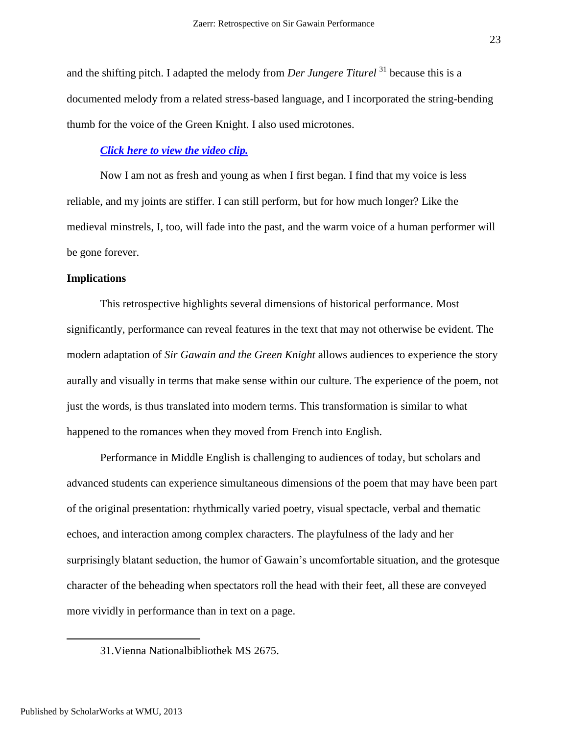and the shifting pitch. I adapted the melody from *Der Jungere Titurel* [31] because this is a documented melody from a related stress-based language, and I incorporated the string-bending thumb for the voice of the Green Knight. I also used microtones.

***Click here to view the video clip.***

Now I am not as fresh and young as when I first began. I find that my voice is less reliable, and my joints are stiffer. I can still perform, but for how much longer? Like the medieval minstrels, I, too, will fade into the past, and the warm voice of a human performer will be gone forever.

**Implications**

This retrospective highlights several dimensions of historical performance. Most significantly, performance can reveal features in the text that may not otherwise be evident. The modern adaptation of *Sir Gawain and the Green Knight* allows audiences to experience the story aurally and visually in terms that make sense within our culture. The experience of the poem, not just the words, is thus translated into modern terms. This transformation is similar to what happened to the romances when they moved from French into English.

Performance in Middle English is challenging to audiences of today, but scholars and advanced students can experience simultaneous dimensions of the poem that may have been part of the original presentation: rhythmically varied poetry, visual spectacle, verbal and thematic echoes, and interaction among complex characters. The playfulness of the lady and her surprisingly blatant seduction, the humor of Gawain's uncomfortable situation, and the grotesque character of the beheading when spectators roll the head with their feet, all these are conveyed more vividly in performance than in text on a page.

---

31. Vienna Nationalbibliothek MS 2675.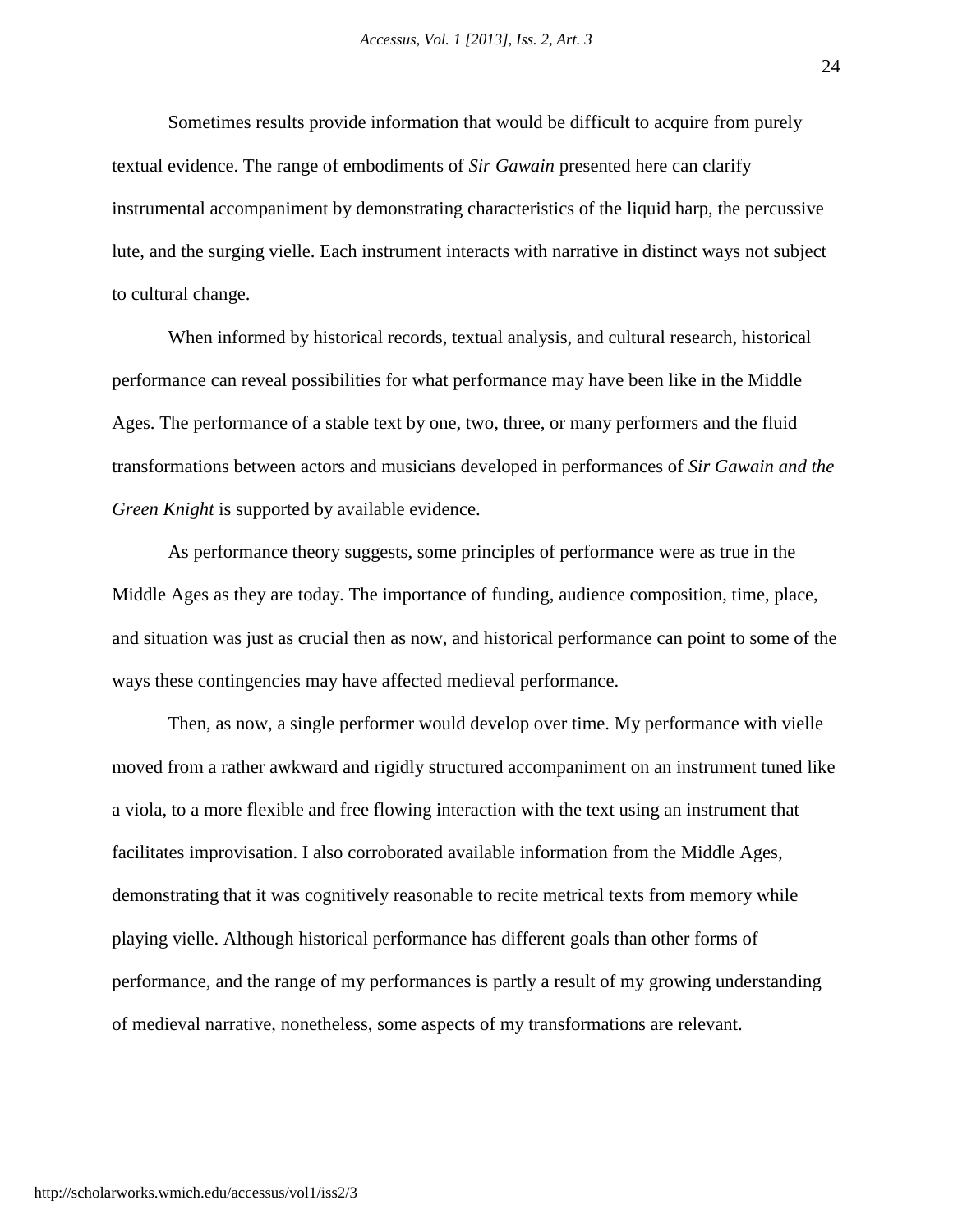Sometimes results provide information that would be difficult to acquire from purely textual evidence. The range of embodiments of *Sir Gawain* presented here can clarify instrumental accompaniment by demonstrating characteristics of the liquid harp, the percussive lute, and the surging vielle. Each instrument interacts with narrative in distinct ways not subject to cultural change.

When informed by historical records, textual analysis, and cultural research, historical performance can reveal possibilities for what performance may have been like in the Middle Ages. The performance of a stable text by one, two, three, or many performers and the fluid transformations between actors and musicians developed in performances of *Sir Gawain and the Green Knight* is supported by available evidence.

As performance theory suggests, some principles of performance were as true in the Middle Ages as they are today. The importance of funding, audience composition, time, place, and situation was just as crucial then as now, and historical performance can point to some of the ways these contingencies may have affected medieval performance.

Then, as now, a single performer would develop over time. My performance with vielle moved from a rather awkward and rigidly structured accompaniment on an instrument tuned like a viola, to a more flexible and free flowing interaction with the text using an instrument that facilitates improvisation. I also corroborated available information from the Middle Ages, demonstrating that it was cognitively reasonable to recite metrical texts from memory while playing vielle. Although historical performance has different goals than other forms of performance, and the range of my performances is partly a result of my growing understanding of medieval narrative, nonetheless, some aspects of my transformations are relevant.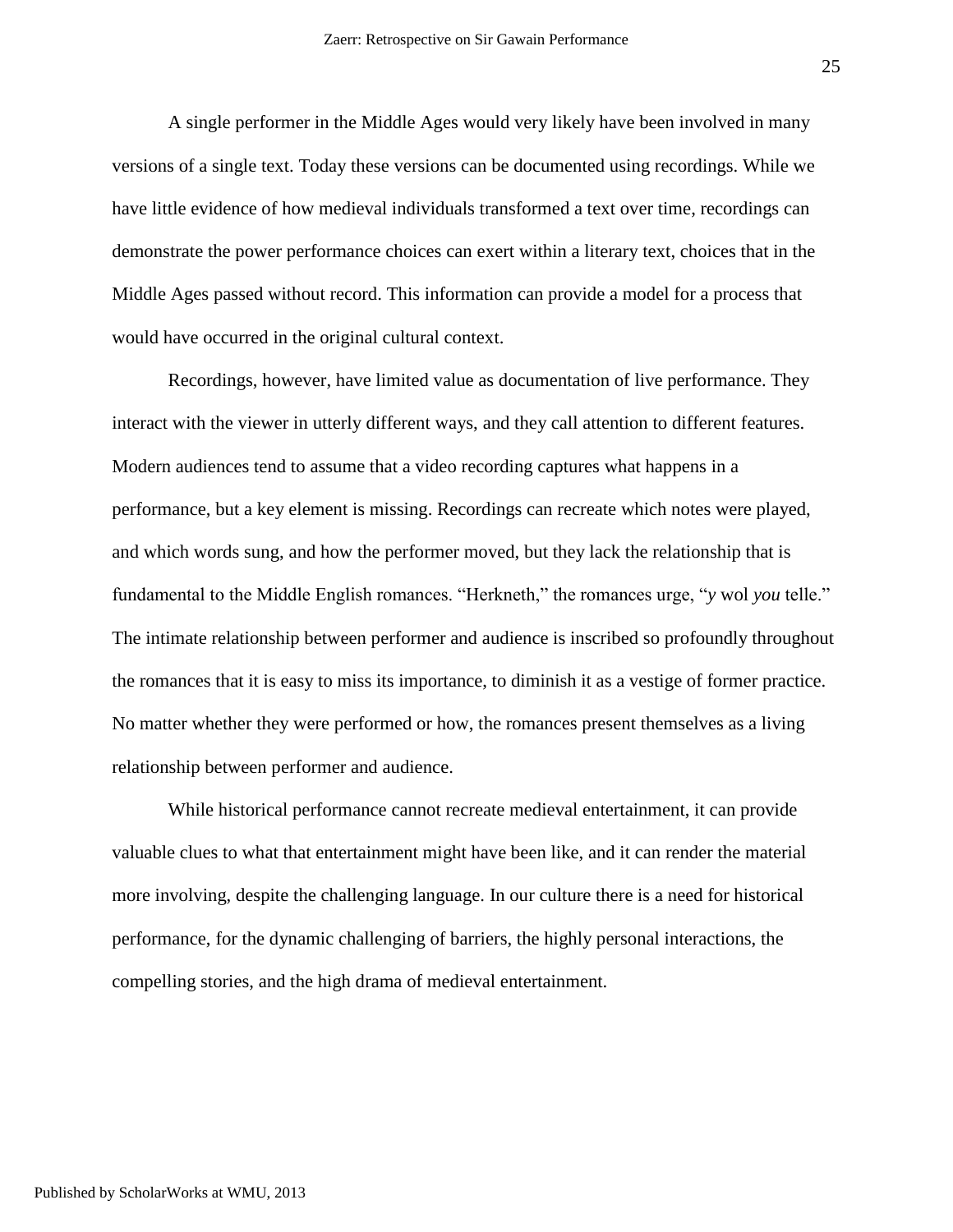A single performer in the Middle Ages would very likely have been involved in many versions of a single text. Today these versions can be documented using recordings. While we have little evidence of how medieval individuals transformed a text over time, recordings can demonstrate the power performance choices can exert within a literary text, choices that in the Middle Ages passed without record. This information can provide a model for a process that would have occurred in the original cultural context.

Recordings, however, have limited value as documentation of live performance. They interact with the viewer in utterly different ways, and they call attention to different features. Modern audiences tend to assume that a video recording captures what happens in a performance, but a key element is missing. Recordings can recreate which notes were played, and which words sung, and how the performer moved, but they lack the relationship that is fundamental to the Middle English romances. "Herkneth," the romances urge, "*y* wol *you* telle." The intimate relationship between performer and audience is inscribed so profoundly throughout the romances that it is easy to miss its importance, to diminish it as a vestige of former practice. No matter whether they were performed or how, the romances present themselves as a living relationship between performer and audience.

While historical performance cannot recreate medieval entertainment, it can provide valuable clues to what that entertainment might have been like, and it can render the material more involving, despite the challenging language. In our culture there is a need for historical performance, for the dynamic challenging of barriers, the highly personal interactions, the compelling stories, and the high drama of medieval entertainment.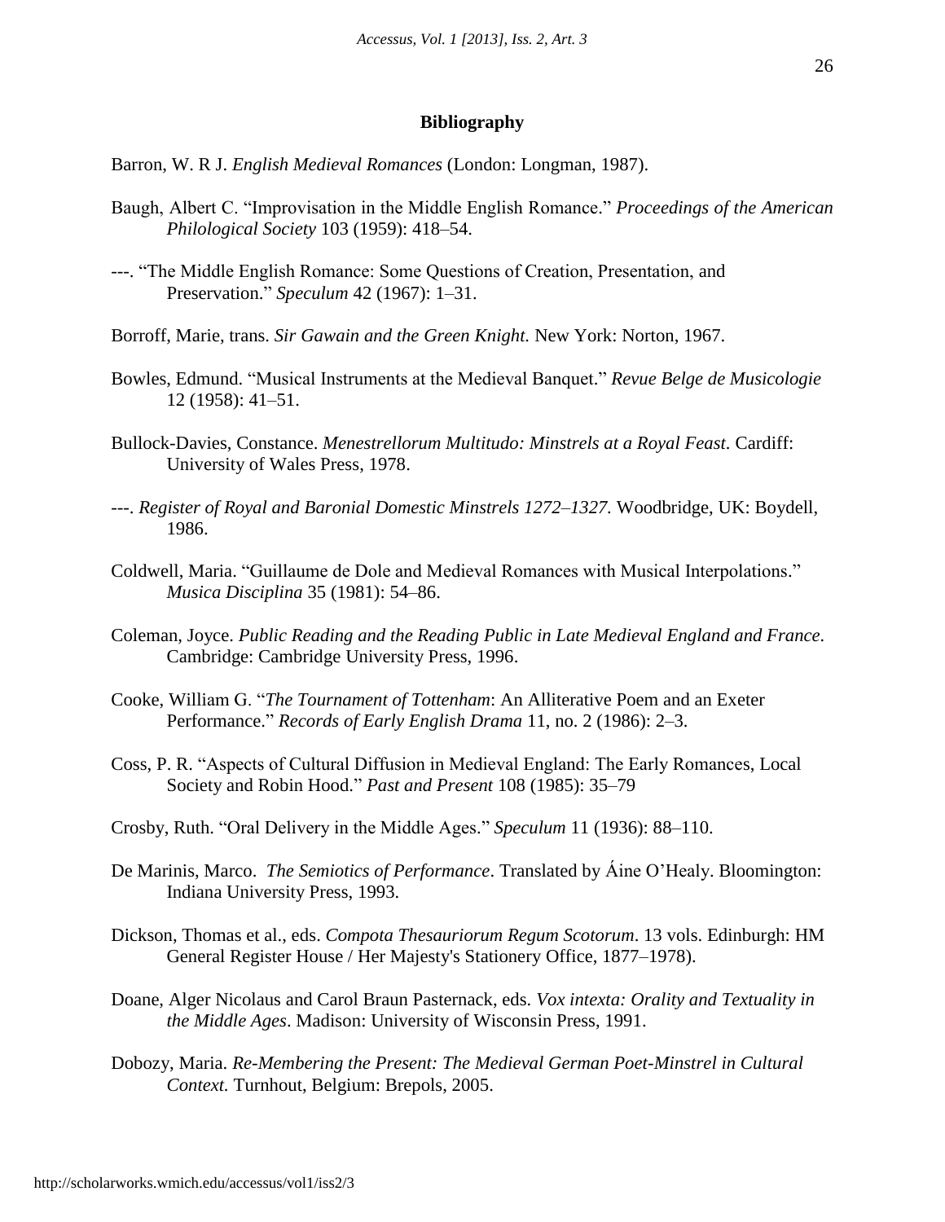## Bibliography

Barron, W. R J. *English Medieval Romances* (London: Longman, 1987).

Baugh, Albert C. "Improvisation in the Middle English Romance." *Proceedings of the American Philological Society* 103 (1959): 418–54.

---. "The Middle English Romance: Some Questions of Creation, Presentation, and Preservation." *Speculum* 42 (1967): 1–31.

Borroff, Marie, trans. *Sir Gawain and the Green Knight.* New York: Norton, 1967.

Bowles, Edmund. "Musical Instruments at the Medieval Banquet." *Revue Belge de Musicologie* 12 (1958): 41–51.

Bullock-Davies, Constance. *Menestrellorum Multitudo: Minstrels at a Royal Feast*. Cardiff: University of Wales Press, 1978.

---. *Register of Royal and Baronial Domestic Minstrels 1272–1327*. Woodbridge, UK: Boydell, 1986.

Coldwell, Maria. "Guillaume de Dole and Medieval Romances with Musical Interpolations." *Musica Disciplina* 35 (1981): 54–86.

Coleman, Joyce. *Public Reading and the Reading Public in Late Medieval England and France*. Cambridge: Cambridge University Press, 1996.

Cooke, William G. "*The Tournament of Tottenham*: An Alliterative Poem and an Exeter Performance." *Records of Early English Drama* 11, no. 2 (1986): 2–3.

Coss, P. R. "Aspects of Cultural Diffusion in Medieval England: The Early Romances, Local Society and Robin Hood." *Past and Present* 108 (1985): 35–79

Crosby, Ruth. "Oral Delivery in the Middle Ages." *Speculum* 11 (1936): 88–110.

De Marinis, Marco. *The Semiotics of Performance*. Translated by Áine O'Healy. Bloomington: Indiana University Press, 1993.

Dickson, Thomas et al., eds. *Compota Thesauriorum Regum Scotorum*. 13 vols. Edinburgh: HM General Register House / Her Majesty's Stationery Office, 1877–1978).

Doane, Alger Nicolaus and Carol Braun Pasternack, eds. *Vox intexta: Orality and Textuality in the Middle Ages*. Madison: University of Wisconsin Press, 1991.

Dobozy, Maria. *Re-Membering the Present: The Medieval German Poet-Minstrel in Cultural Context.* Turnhout, Belgium: Brepols, 2005.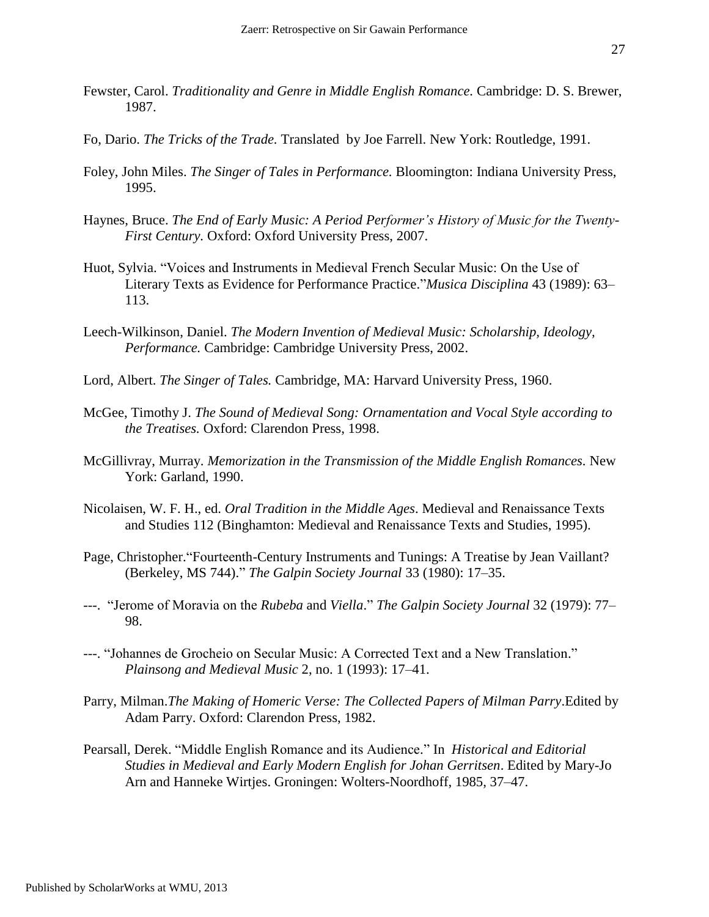Fewster, Carol. *Traditionality and Genre in Middle English Romance.* Cambridge: D. S. Brewer, 1987.

Fo, Dario. *The Tricks of the Trade.* Translated by Joe Farrell. New York: Routledge, 1991.

Foley, John Miles. *The Singer of Tales in Performance.* Bloomington: Indiana University Press, 1995.

Haynes, Bruce. *The End of Early Music: A Period Performer's History of Music for the Twenty-First Century.* Oxford: Oxford University Press, 2007.

Huot, Sylvia. "Voices and Instruments in Medieval French Secular Music: On the Use of Literary Texts as Evidence for Performance Practice."*Musica Disciplina* 43 (1989): 63–113.

Leech-Wilkinson, Daniel. *The Modern Invention of Medieval Music: Scholarship, Ideology, Performance.* Cambridge: Cambridge University Press, 2002.

Lord, Albert. *The Singer of Tales.* Cambridge, MA: Harvard University Press, 1960.

McGee, Timothy J. *The Sound of Medieval Song: Ornamentation and Vocal Style according to the Treatises.* Oxford: Clarendon Press, 1998.

McGillivray, Murray. *Memorization in the Transmission of the Middle English Romances*. New York: Garland, 1990.

Nicolaisen, W. F. H., ed. *Oral Tradition in the Middle Ages*. Medieval and Renaissance Texts and Studies 112 (Binghamton: Medieval and Renaissance Texts and Studies, 1995).

Page, Christopher."Fourteenth-Century Instruments and Tunings: A Treatise by Jean Vaillant? (Berkeley, MS 744)." *The Galpin Society Journal* 33 (1980): 17–35.

---. "Jerome of Moravia on the *Rubeba* and *Viella*." *The Galpin Society Journal* 32 (1979): 77–98.

---. "Johannes de Grocheio on Secular Music: A Corrected Text and a New Translation." *Plainsong and Medieval Music* 2, no. 1 (1993): 17–41.

Parry, Milman.*The Making of Homeric Verse: The Collected Papers of Milman Parry*.Edited by Adam Parry. Oxford: Clarendon Press, 1982.

Pearsall, Derek. "Middle English Romance and its Audience." In *Historical and Editorial Studies in Medieval and Early Modern English for Johan Gerritsen*. Edited by Mary-Jo Arn and Hanneke Wirtjes. Groningen: Wolters-Noordhoff, 1985, 37–47.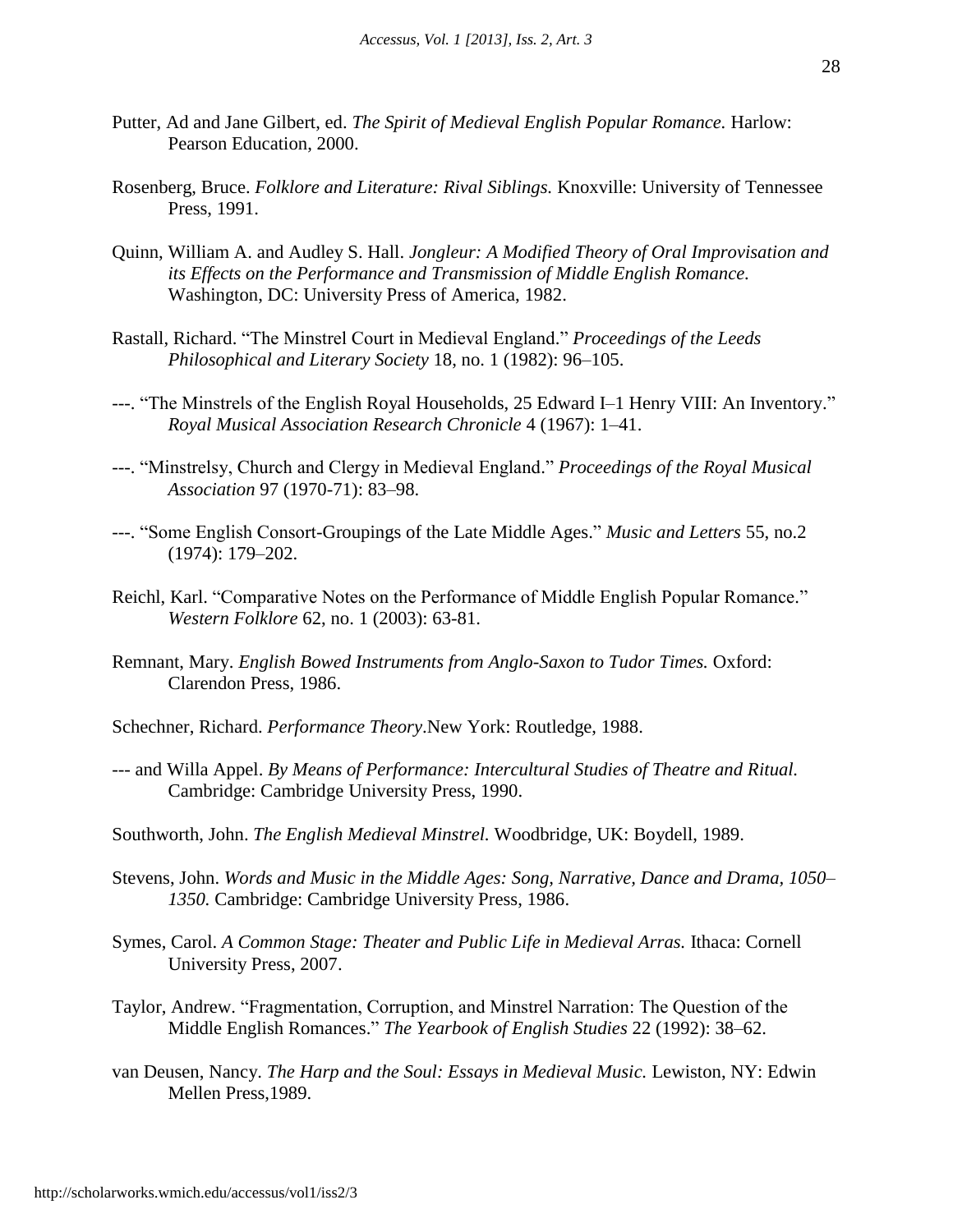Putter, Ad and Jane Gilbert, ed. *The Spirit of Medieval English Popular Romance.* Harlow: Pearson Education, 2000.

Rosenberg, Bruce. *Folklore and Literature: Rival Siblings.* Knoxville: University of Tennessee Press, 1991.

Quinn, William A. and Audley S. Hall. *Jongleur: A Modified Theory of Oral Improvisation and its Effects on the Performance and Transmission of Middle English Romance.* Washington, DC: University Press of America, 1982.

Rastall, Richard. "The Minstrel Court in Medieval England." *Proceedings of the Leeds Philosophical and Literary Society* 18, no. 1 (1982): 96–105.

---. "The Minstrels of the English Royal Households, 25 Edward I–1 Henry VIII: An Inventory." *Royal Musical Association Research Chronicle* 4 (1967): 1–41.

---. "Minstrelsy, Church and Clergy in Medieval England." *Proceedings of the Royal Musical Association* 97 (1970-71): 83–98.

---. "Some English Consort-Groupings of the Late Middle Ages." *Music and Letters* 55, no.2 (1974): 179–202.

Reichl, Karl. "Comparative Notes on the Performance of Middle English Popular Romance." *Western Folklore* 62, no. 1 (2003): 63-81.

Remnant, Mary. *English Bowed Instruments from Anglo-Saxon to Tudor Times.* Oxford: Clarendon Press, 1986.

Schechner, Richard. *Performance Theory*.New York: Routledge, 1988.

--- and Willa Appel. *By Means of Performance: Intercultural Studies of Theatre and Ritual.* Cambridge: Cambridge University Press, 1990.

Southworth, John. *The English Medieval Minstrel.* Woodbridge, UK: Boydell, 1989.

Stevens, John. *Words and Music in the Middle Ages: Song, Narrative, Dance and Drama, 1050–1350.* Cambridge: Cambridge University Press, 1986.

Symes, Carol. *A Common Stage: Theater and Public Life in Medieval Arras.* Ithaca: Cornell University Press, 2007.

Taylor, Andrew. "Fragmentation, Corruption, and Minstrel Narration: The Question of the Middle English Romances." *The Yearbook of English Studies* 22 (1992): 38–62.

van Deusen, Nancy. *The Harp and the Soul: Essays in Medieval Music.* Lewiston, NY: Edwin Mellen Press,1989.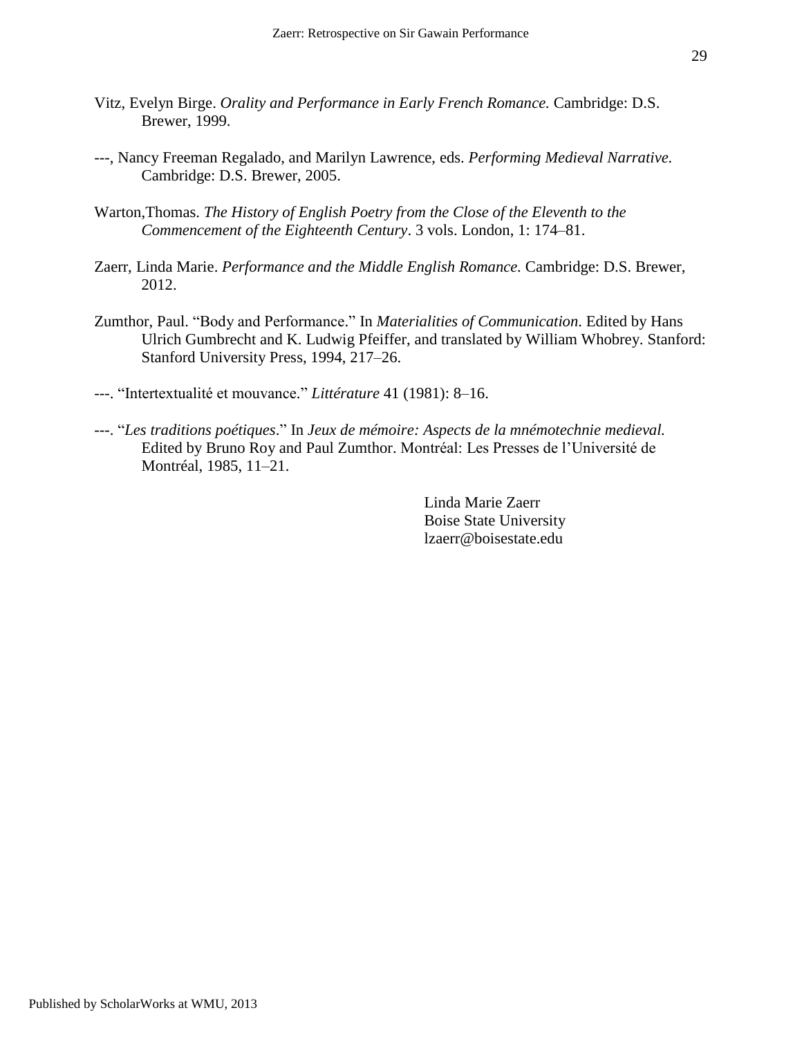Vitz, Evelyn Birge. *Orality and Performance in Early French Romance.* Cambridge: D.S. Brewer, 1999.

---, Nancy Freeman Regalado, and Marilyn Lawrence, eds. *Performing Medieval Narrative.* Cambridge: D.S. Brewer, 2005.

Warton,Thomas. *The History of English Poetry from the Close of the Eleventh to the Commencement of the Eighteenth Century*. 3 vols. London, 1: 174–81.

Zaerr, Linda Marie. *Performance and the Middle English Romance.* Cambridge: D.S. Brewer, 2012.

Zumthor, Paul. "Body and Performance." In *Materialities of Communication*. Edited by Hans Ulrich Gumbrecht and K. Ludwig Pfeiffer, and translated by William Whobrey. Stanford: Stanford University Press, 1994, 217–26.

---. "Intertextualité et mouvance." *Littérature* 41 (1981): 8–16.

---. "*Les traditions poétiques*." In *Jeux de mémoire: Aspects de la mnémotechnie medieval.* Edited by Bruno Roy and Paul Zumthor. Montréal: Les Presses de l'Université de Montréal, 1985, 11–21.

Linda Marie Zaerr
Boise State University
lzaerr@boisestate.edu